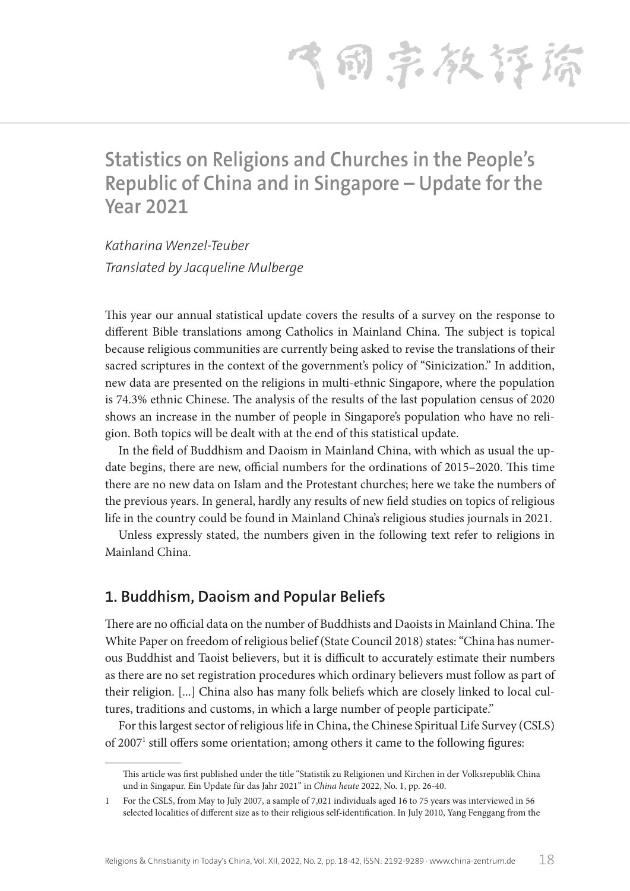# Statistics on Religions and Churches in the People's Republic of China and in Singapore – Update for the Year 2021

*Katharina Wenzel-Teuber*

*Translated by Jacqueline Mulberge*

This year our annual statistical update covers the results of a survey on the response to different Bible translations among Catholics in Mainland China. The subject is topical because religious communities are currently being asked to revise the translations of their sacred scriptures in the context of the government's policy of "Sinicization." In addition, new data are presented on the religions in multi-ethnic Singapore, where the population is 74.3% ethnic Chinese. The analysis of the results of the last population census of 2020 shows an increase in the number of people in Singapore's population who have no religion. Both topics will be dealt with at the end of this statistical update.

In the field of Buddhism and Daoism in Mainland China, with which as usual the update begins, there are new, official numbers for the ordinations of 2015–2020. This time there are no new data on Islam and the Protestant churches; here we take the numbers of the previous years. In general, hardly any results of new field studies on topics of religious life in the country could be found in Mainland China's religious studies journals in 2021.

Unless expressly stated, the numbers given in the following text refer to religions in Mainland China.

## 1. Buddhism, Daoism and Popular Beliefs

There are no official data on the number of Buddhists and Daoists in Mainland China. The White Paper on freedom of religious belief (State Council 2018) states: "China has numerous Buddhist and Taoist believers, but it is difficult to accurately estimate their numbers as there are no set registration procedures which ordinary believers must follow as part of their religion. [...] China also has many folk beliefs which are closely linked to local cultures, traditions and customs, in which a large number of people participate."

For this largest sector of religious life in China, the Chinese Spiritual Life Survey (CSLS) of 2007[1] still offers some orientation; among others it came to the following figures:

---

This article was first published under the title "Statistik zu Religionen und Kirchen in der Volksrepublik China und in Singapur. Ein Update für das Jahr 2021" in *China heute* 2022, No. 1, pp. 26-40.

1 For the CSLS, from May to July 2007, a sample of 7,021 individuals aged 16 to 75 years was interviewed in 56 selected localities of different size as to their religious self-identification. In July 2010, Yang Fenggang from the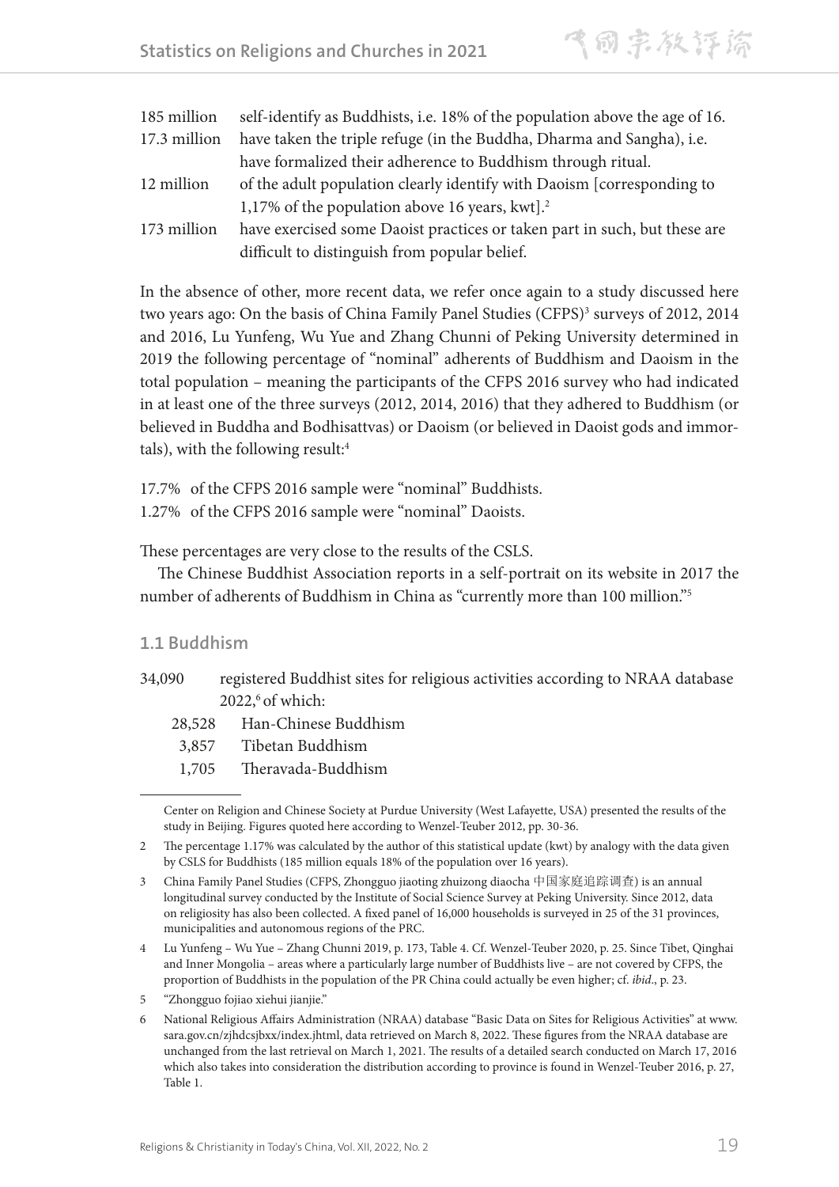| | |
|---|---|
| 185 million | self-identify as Buddhists, i.e. 18% of the population above the age of 16. |
| 17.3 million | have taken the triple refuge (in the Buddha, Dharma and Sangha), i.e. have formalized their adherence to Buddhism through ritual. |
| 12 million | of the adult population clearly identify with Daoism [corresponding to 1,17% of the population above 16 years, kwt].[2] |
| 173 million | have exercised some Daoist practices or taken part in such, but these are difficult to distinguish from popular belief. |

In the absence of other, more recent data, we refer once again to a study discussed here two years ago: On the basis of China Family Panel Studies (CFPS)[3] surveys of 2012, 2014 and 2016, Lu Yunfeng, Wu Yue and Zhang Chunni of Peking University determined in 2019 the following percentage of "nominal" adherents of Buddhism and Daoism in the total population – meaning the participants of the CFPS 2016 survey who had indicated in at least one of the three surveys (2012, 2014, 2016) that they adhered to Buddhism (or believed in Buddha and Bodhisattvas) or Daoism (or believed in Daoist gods and immortals), with the following result:[4]

17.7% of the CFPS 2016 sample were "nominal" Buddhists.
1.27% of the CFPS 2016 sample were "nominal" Daoists.

These percentages are very close to the results of the CSLS.

The Chinese Buddhist Association reports in a self-portrait on its website in 2017 the number of adherents of Buddhism in China as "currently more than 100 million."[5]

## 1.1 Buddhism

34,090 registered Buddhist sites for religious activities according to NRAA database 2022,[6] of which:

- 28,528 Han-Chinese Buddhism
- 3,857 Tibetan Buddhism
- 1,705 Theravada-Buddhism

---

Center on Religion and Chinese Society at Purdue University (West Lafayette, USA) presented the results of the study in Beijing. Figures quoted here according to Wenzel-Teuber 2012, pp. 30-36.

2 The percentage 1.17% was calculated by the author of this statistical update (kwt) by analogy with the data given by CSLS for Buddhists (185 million equals 18% of the population over 16 years).

3 China Family Panel Studies (CFPS, Zhongguo jiaoting zhuizong diaocha 中国家庭追踪调查) is an annual longitudinal survey conducted by the Institute of Social Science Survey at Peking University. Since 2012, data on religiosity has also been collected. A fixed panel of 16,000 households is surveyed in 25 of the 31 provinces, municipalities and autonomous regions of the PRC.

4 Lu Yunfeng – Wu Yue – Zhang Chunni 2019, p. 173, Table 4. Cf. Wenzel-Teuber 2020, p. 25. Since Tibet, Qinghai and Inner Mongolia – areas where a particularly large number of Buddhists live – are not covered by CFPS, the proportion of Buddhists in the population of the PR China could actually be even higher; cf. *ibid*., p. 23.

5 "Zhongguo fojiao xiehui jianjie."

6 National Religious Affairs Administration (NRAA) database "Basic Data on Sites for Religious Activities" at www.sara.gov.cn/zjhdcsjbxx/index.jhtml, data retrieved on March 8, 2022. These figures from the NRAA database are unchanged from the last retrieval on March 1, 2021. The results of a detailed search conducted on March 17, 2016 which also takes into consideration the distribution according to province is found in Wenzel-Teuber 2016, p. 27, Table 1.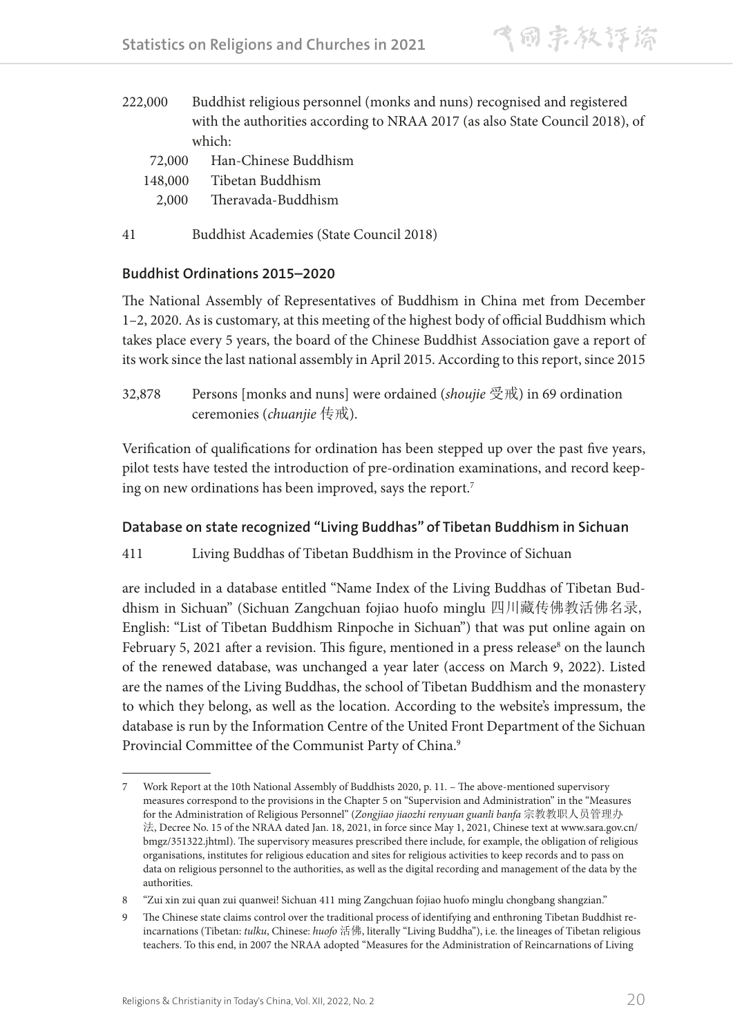222,000 Buddhist religious personnel (monks and nuns) recognised and registered with the authorities according to NRAA 2017 (as also State Council 2018), of which:

- 72,000 Han-Chinese Buddhism
- 148,000 Tibetan Buddhism
- 2,000 Theravada-Buddhism

41 Buddhist Academies (State Council 2018)

## Buddhist Ordinations 2015–2020

The National Assembly of Representatives of Buddhism in China met from December 1–2, 2020. As is customary, at this meeting of the highest body of official Buddhism which takes place every 5 years, the board of the Chinese Buddhist Association gave a report of its work since the last national assembly in April 2015. According to this report, since 2015

32,878 Persons [monks and nuns] were ordained (*shoujie* 受戒) in 69 ordination ceremonies (*chuanjie* 传戒).

Verification of qualifications for ordination has been stepped up over the past five years, pilot tests have tested the introduction of pre-ordination examinations, and record keeping on new ordinations has been improved, says the report.[7]

## Database on state recognized "Living Buddhas" of Tibetan Buddhism in Sichuan

411 Living Buddhas of Tibetan Buddhism in the Province of Sichuan

are included in a database entitled "Name Index of the Living Buddhas of Tibetan Buddhism in Sichuan" (Sichuan Zangchuan fojiao huofo minglu 四川藏传佛教活佛名录, English: "List of Tibetan Buddhism Rinpoche in Sichuan") that was put online again on February 5, 2021 after a revision. This figure, mentioned in a press release[8] on the launch of the renewed database, was unchanged a year later (access on March 9, 2022). Listed are the names of the Living Buddhas, the school of Tibetan Buddhism and the monastery to which they belong, as well as the location. According to the website's impressum, the database is run by the Information Centre of the United Front Department of the Sichuan Provincial Committee of the Communist Party of China.[9]

---

7 Work Report at the 10th National Assembly of Buddhists 2020, p. 11. – The above-mentioned supervisory measures correspond to the provisions in the Chapter 5 on "Supervision and Administration" in the "Measures for the Administration of Religious Personnel" (*Zongjiao jiaozhi renyuan guanli banfa* 宗教教职人员管理办法, Decree No. 15 of the NRAA dated Jan. 18, 2021, in force since May 1, 2021, Chinese text at www.sara.gov.cn/bmgz/351322.jhtml). The supervisory measures prescribed there include, for example, the obligation of religious organisations, institutes for religious education and sites for religious activities to keep records and to pass on data on religious personnel to the authorities, as well as the digital recording and management of the data by the authorities.

8 "Zui xin zui quan zui quanwei! Sichuan 411 ming Zangchuan fojiao huofo minglu chongbang shangzian."

9 The Chinese state claims control over the traditional process of identifying and enthroning Tibetan Buddhist reincarnations (Tibetan: *tulku*, Chinese: *huofo* 活佛, literally "Living Buddha"), i.e. the lineages of Tibetan religious teachers. To this end, in 2007 the NRAA adopted "Measures for the Administration of Reincarnations of Living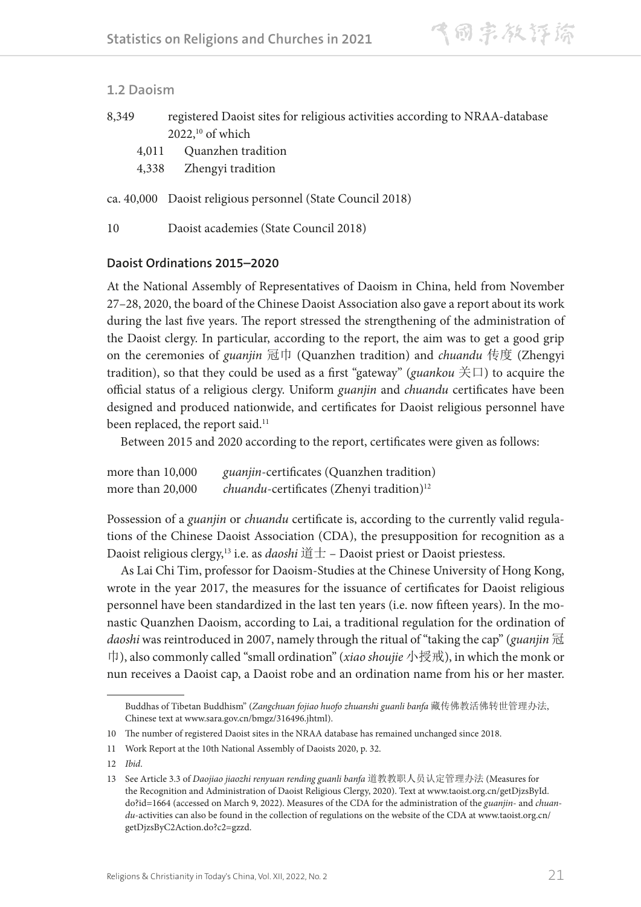## 1.2 Daoism

8,349 registered Daoist sites for religious activities according to NRAA-database 2022,[10] of which

- 4,011 Quanzhen tradition
- 4,338 Zhengyi tradition

ca. 40,000 Daoist religious personnel (State Council 2018)

10 Daoist academies (State Council 2018)

### Daoist Ordinations 2015–2020

At the National Assembly of Representatives of Daoism in China, held from November 27–28, 2020, the board of the Chinese Daoist Association also gave a report about its work during the last five years. The report stressed the strengthening of the administration of the Daoist clergy. In particular, according to the report, the aim was to get a good grip on the ceremonies of *guanjin* 冠巾 (Quanzhen tradition) and *chuandu* 传度 (Zhengyi tradition), so that they could be used as a first "gateway" (*guankou* 关口) to acquire the official status of a religious clergy. Uniform *guanjin* and *chuandu* certificates have been designed and produced nationwide, and certificates for Daoist religious personnel have been replaced, the report said.[11]

Between 2015 and 2020 according to the report, certificates were given as follows:

more than 10,000 *guanjin*-certificates (Quanzhen tradition)
more than 20,000 *chuandu*-certificates (Zhenyi tradition)[12]

Possession of a *guanjin* or *chuandu* certificate is, according to the currently valid regulations of the Chinese Daoist Association (CDA), the presupposition for recognition as a Daoist religious clergy,[13] i.e. as *daoshi* 道士 – Daoist priest or Daoist priestess.

As Lai Chi Tim, professor for Daoism-Studies at the Chinese University of Hong Kong, wrote in the year 2017, the measures for the issuance of certificates for Daoist religious personnel have been standardized in the last ten years (i.e. now fifteen years). In the monastic Quanzhen Daoism, according to Lai, a traditional regulation for the ordination of *daoshi* was reintroduced in 2007, namely through the ritual of "taking the cap" (*guanjin* 冠巾), also commonly called "small ordination" (*xiao shoujie* 小授戒), in which the monk or nun receives a Daoist cap, a Daoist robe and an ordination name from his or her master.

---

Buddhas of Tibetan Buddhism" (*Zangchuan fojiao huofo zhuanshi guanli banfa* 藏传佛教活佛转世管理办法, Chinese text at www.sara.gov.cn/bmgz/316496.jhtml).

10 The number of registered Daoist sites in the NRAA database has remained unchanged since 2018.

11 Work Report at the 10th National Assembly of Daoists 2020, p. 32.

12 *Ibid*.

13 See Article 3.3 of *Daojiao jiaozhi renyuan rending guanli banfa* 道教教职人员认定管理办法 (Measures for the Recognition and Administration of Daoist Religious Clergy, 2020). Text at www.taoist.org.cn/getDjzsById.do?id=1664 (accessed on March 9, 2022). Measures of the CDA for the administration of the *guanjin*- and *chuandu*-activities can also be found in the collection of regulations on the website of the CDA at www.taoist.org.cn/getDjzsByC2Action.do?c2=gzzd.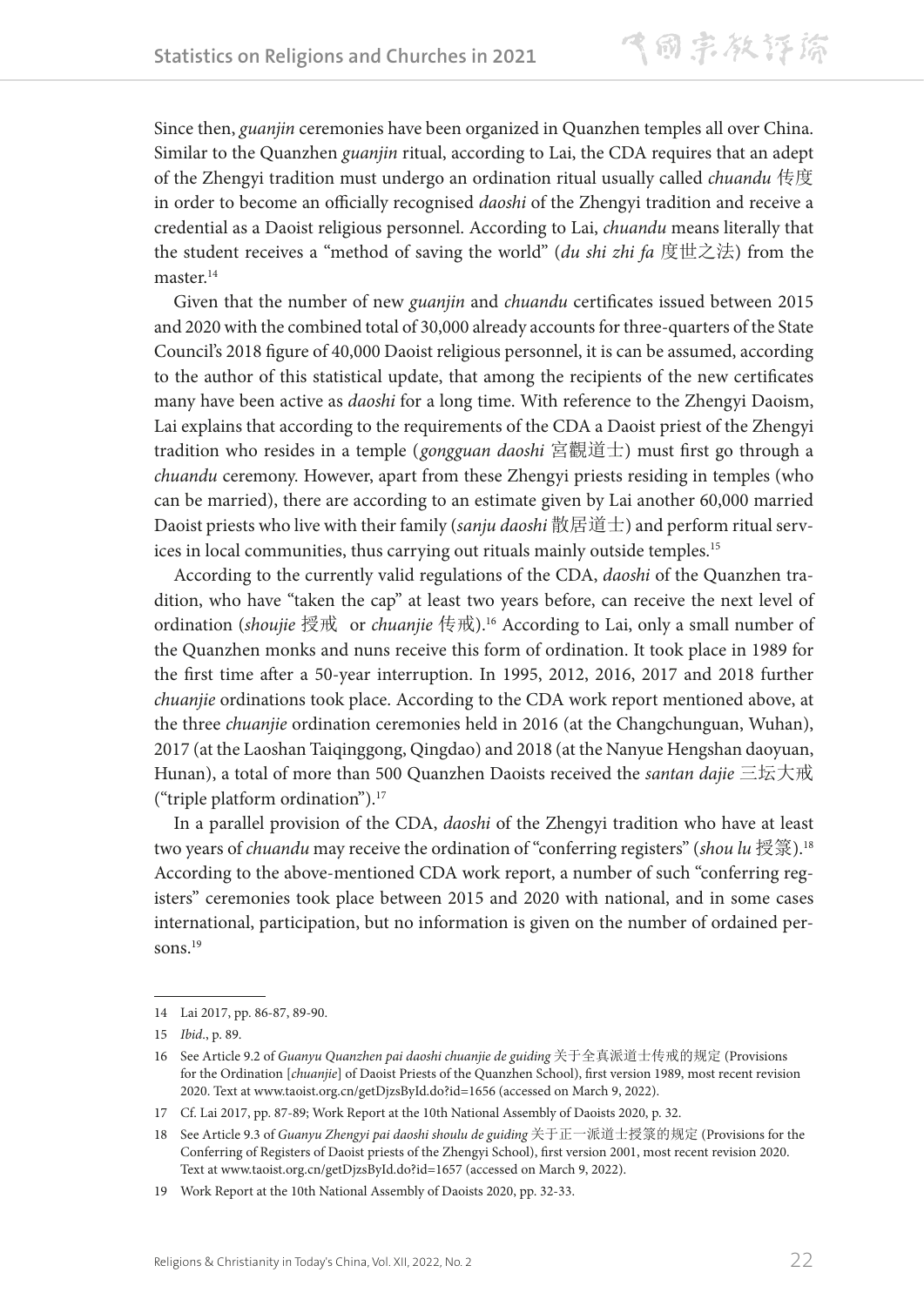Since then, *guanjin* ceremonies have been organized in Quanzhen temples all over China. Similar to the Quanzhen *guanjin* ritual, according to Lai, the CDA requires that an adept of the Zhengyi tradition must undergo an ordination ritual usually called *chuandu* 传度 in order to become an officially recognised *daoshi* of the Zhengyi tradition and receive a credential as a Daoist religious personnel. According to Lai, *chuandu* means literally that the student receives a "method of saving the world" (*du shi zhi fa* 度世之法) from the master.[14]

Given that the number of new *guanjin* and *chuandu* certificates issued between 2015 and 2020 with the combined total of 30,000 already accounts for three-quarters of the State Council's 2018 figure of 40,000 Daoist religious personnel, it is can be assumed, according to the author of this statistical update, that among the recipients of the new certificates many have been active as *daoshi* for a long time. With reference to the Zhengyi Daoism, Lai explains that according to the requirements of the CDA a Daoist priest of the Zhengyi tradition who resides in a temple (*gongguan daoshi* 宫觀道士) must first go through a *chuandu* ceremony. However, apart from these Zhengyi priests residing in temples (who can be married), there are according to an estimate given by Lai another 60,000 married Daoist priests who live with their family (*sanju daoshi* 散居道士) and perform ritual services in local communities, thus carrying out rituals mainly outside temples.[15]

According to the currently valid regulations of the CDA, *daoshi* of the Quanzhen tradition, who have "taken the cap" at least two years before, can receive the next level of ordination (*shoujie* 授戒 or *chuanjie* 传戒).[16] According to Lai, only a small number of the Quanzhen monks and nuns receive this form of ordination. It took place in 1989 for the first time after a 50-year interruption. In 1995, 2012, 2016, 2017 and 2018 further *chuanjie* ordinations took place. According to the CDA work report mentioned above, at the three *chuanjie* ordination ceremonies held in 2016 (at the Changchunguan, Wuhan), 2017 (at the Laoshan Taiqinggong, Qingdao) and 2018 (at the Nanyue Hengshan daoyuan, Hunan), a total of more than 500 Quanzhen Daoists received the *santan dajie* 三坛大戒 ("triple platform ordination").[17]

In a parallel provision of the CDA, *daoshi* of the Zhengyi tradition who have at least two years of *chuandu* may receive the ordination of "conferring registers" (*shou lu* 授箓).[18] According to the above-mentioned CDA work report, a number of such "conferring registers" ceremonies took place between 2015 and 2020 with national, and in some cases international, participation, but no information is given on the number of ordained persons.[19]

---

14 Lai 2017, pp. 86-87, 89-90.

15 *Ibid*., p. 89.

16 See Article 9.2 of *Guanyu Quanzhen pai daoshi chuanjie de guiding* 关于全真派道士传戒的规定 (Provisions for the Ordination [*chuanjie*] of Daoist Priests of the Quanzhen School), first version 1989, most recent revision 2020. Text at www.taoist.org.cn/getDjzsById.do?id=1656 (accessed on March 9, 2022).

17 Cf. Lai 2017, pp. 87-89; Work Report at the 10th National Assembly of Daoists 2020, p. 32.

18 See Article 9.3 of *Guanyu Zhengyi pai daoshi shoulu de guiding* 关于正一派道士授箓的规定 (Provisions for the Conferring of Registers of Daoist priests of the Zhengyi School), first version 2001, most recent revision 2020. Text at www.taoist.org.cn/getDjzsById.do?id=1657 (accessed on March 9, 2022).

19 Work Report at the 10th National Assembly of Daoists 2020, pp. 32-33.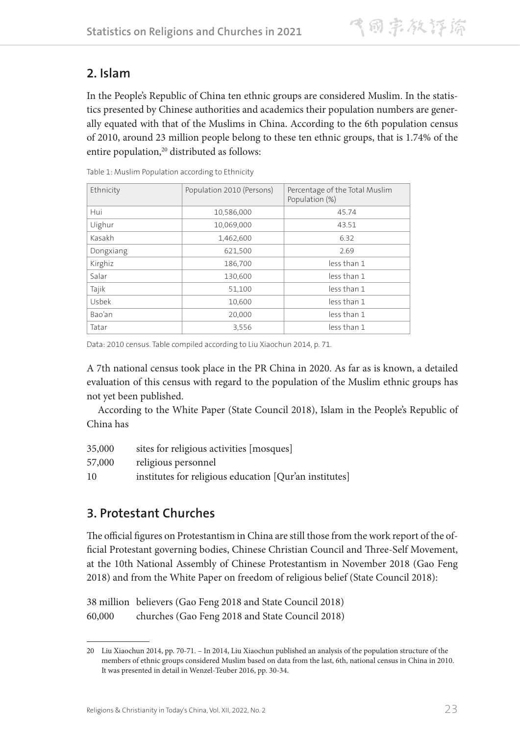## 2. Islam

In the People's Republic of China ten ethnic groups are considered Muslim. In the statistics presented by Chinese authorities and academics their population numbers are generally equated with that of the Muslims in China. According to the 6th population census of 2010, around 23 million people belong to these ten ethnic groups, that is 1.74% of the entire population,[20] distributed as follows:

Table 1: Muslim Population according to Ethnicity

| Ethnicity | Population 2010 (Persons) | Percentage of the Total Muslim Population (%) |
|---|---|---|
| Hui | 10,586,000 | 45.74 |
| Uighur | 10,069,000 | 43.51 |
| Kasakh | 1,462,600 | 6.32 |
| Dongxiang | 621,500 | 2.69 |
| Kirghiz | 186,700 | less than 1 |
| Salar | 130,600 | less than 1 |
| Tajik | 51,100 | less than 1 |
| Usbek | 10,600 | less than 1 |
| Bao'an | 20,000 | less than 1 |
| Tatar | 3,556 | less than 1 |

Data: 2010 census. Table compiled according to Liu Xiaochun 2014, p. 71.

A 7th national census took place in the PR China in 2020. As far as is known, a detailed evaluation of this census with regard to the population of the Muslim ethnic groups has not yet been published.

According to the White Paper (State Council 2018), Islam in the People's Republic of China has

| | |
|---|---|
| 35,000 | sites for religious activities [mosques] |
| 57,000 | religious personnel |
| 10 | institutes for religious education [Qur'an institutes] |

## 3. Protestant Churches

The official figures on Protestantism in China are still those from the work report of the official Protestant governing bodies, Chinese Christian Council and Three-Self Movement, at the 10th National Assembly of Chinese Protestantism in November 2018 (Gao Feng 2018) and from the White Paper on freedom of religious belief (State Council 2018):

| | |
|---|---|
| 38 million | believers (Gao Feng 2018 and State Council 2018) |
| 60,000 | churches (Gao Feng 2018 and State Council 2018) |

---

20 Liu Xiaochun 2014, pp. 70-71. – In 2014, Liu Xiaochun published an analysis of the population structure of the members of ethnic groups considered Muslim based on data from the last, 6th, national census in China in 2010. It was presented in detail in Wenzel-Teuber 2016, pp. 30-34.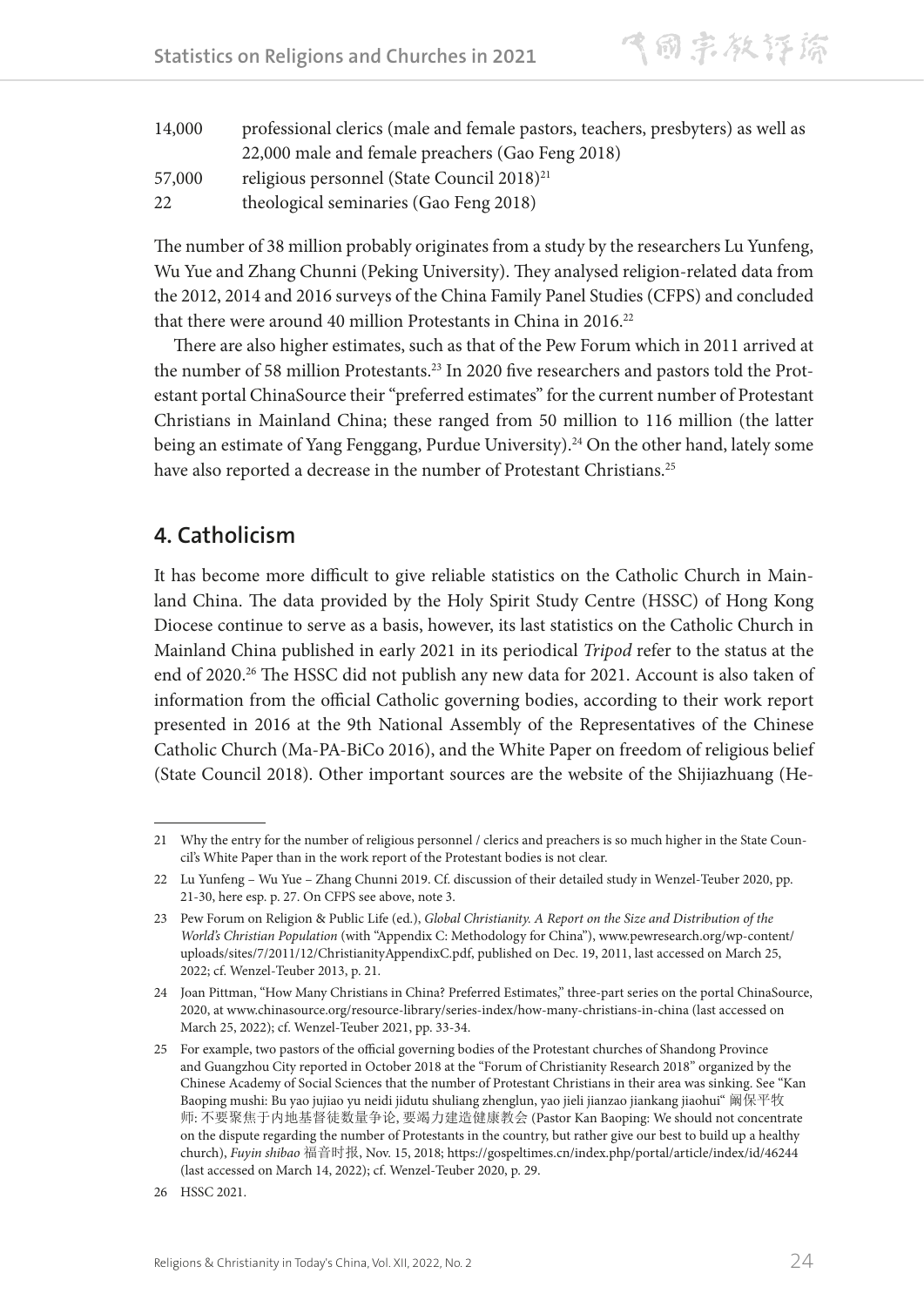| | |
|---|---|
| 14,000 | professional clerics (male and female pastors, teachers, presbyters) as well as 22,000 male and female preachers (Gao Feng 2018) |
| 57,000 | religious personnel (State Council 2018)[21] |
| 22 | theological seminaries (Gao Feng 2018) |

The number of 38 million probably originates from a study by the researchers Lu Yunfeng, Wu Yue and Zhang Chunni (Peking University). They analysed religion-related data from the 2012, 2014 and 2016 surveys of the China Family Panel Studies (CFPS) and concluded that there were around 40 million Protestants in China in 2016.[22]

There are also higher estimates, such as that of the Pew Forum which in 2011 arrived at the number of 58 million Protestants.[23] In 2020 five researchers and pastors told the Protestant portal ChinaSource their "preferred estimates" for the current number of Protestant Christians in Mainland China; these ranged from 50 million to 116 million (the latter being an estimate of Yang Fenggang, Purdue University).[24] On the other hand, lately some have also reported a decrease in the number of Protestant Christians.[25]

## 4. Catholicism

It has become more difficult to give reliable statistics on the Catholic Church in Mainland China. The data provided by the Holy Spirit Study Centre (HSSC) of Hong Kong Diocese continue to serve as a basis, however, its last statistics on the Catholic Church in Mainland China published in early 2021 in its periodical *Tripod* refer to the status at the end of 2020.[26] The HSSC did not publish any new data for 2021. Account is also taken of information from the official Catholic governing bodies, according to their work report presented in 2016 at the 9th National Assembly of the Representatives of the Chinese Catholic Church (Ma-PA-BiCo 2016), and the White Paper on freedom of religious belief (State Council 2018). Other important sources are the website of the Shijiazhuang (He-

---

21 Why the entry for the number of religious personnel / clerics and preachers is so much higher in the State Council's White Paper than in the work report of the Protestant bodies is not clear.

22 Lu Yunfeng – Wu Yue – Zhang Chunni 2019. Cf. discussion of their detailed study in Wenzel-Teuber 2020, pp. 21-30, here esp. p. 27. On CFPS see above, note 3.

23 Pew Forum on Religion & Public Life (ed.), *Global Christianity. A Report on the Size and Distribution of the World's Christian Population* (with "Appendix C: Methodology for China"), www.pewresearch.org/wp-content/uploads/sites/7/2011/12/ChristianityAppendixC.pdf, published on Dec. 19, 2011, last accessed on March 25, 2022; cf. Wenzel-Teuber 2013, p. 21.

24 Joan Pittman, "How Many Christians in China? Preferred Estimates," three-part series on the portal ChinaSource, 2020, at www.chinasource.org/resource-library/series-index/how-many-christians-in-china (last accessed on March 25, 2022); cf. Wenzel-Teuber 2021, pp. 33-34.

25 For example, two pastors of the official governing bodies of the Protestant churches of Shandong Province and Guangzhou City reported in October 2018 at the "Forum of Christianity Research 2018" organized by the Chinese Academy of Social Sciences that the number of Protestant Christians in their area was sinking. See "Kan Baoping mushi: Bu yao jujiao yu neidi jidutu shuliang zhenglun, yao jieli jianzao jiankang jiaohui" 阚保平牧师: 不要聚焦于内地基督徒数量争论, 要竭力建造健康教会 (Pastor Kan Baoping: We should not concentrate on the dispute regarding the number of Protestants in the country, but rather give our best to build up a healthy church), *Fuyin shibao* 福音时报, Nov. 15, 2018; https://gospeltimes.cn/index.php/portal/article/index/id/46244 (last accessed on March 14, 2022); cf. Wenzel-Teuber 2020, p. 29.

26 HSSC 2021.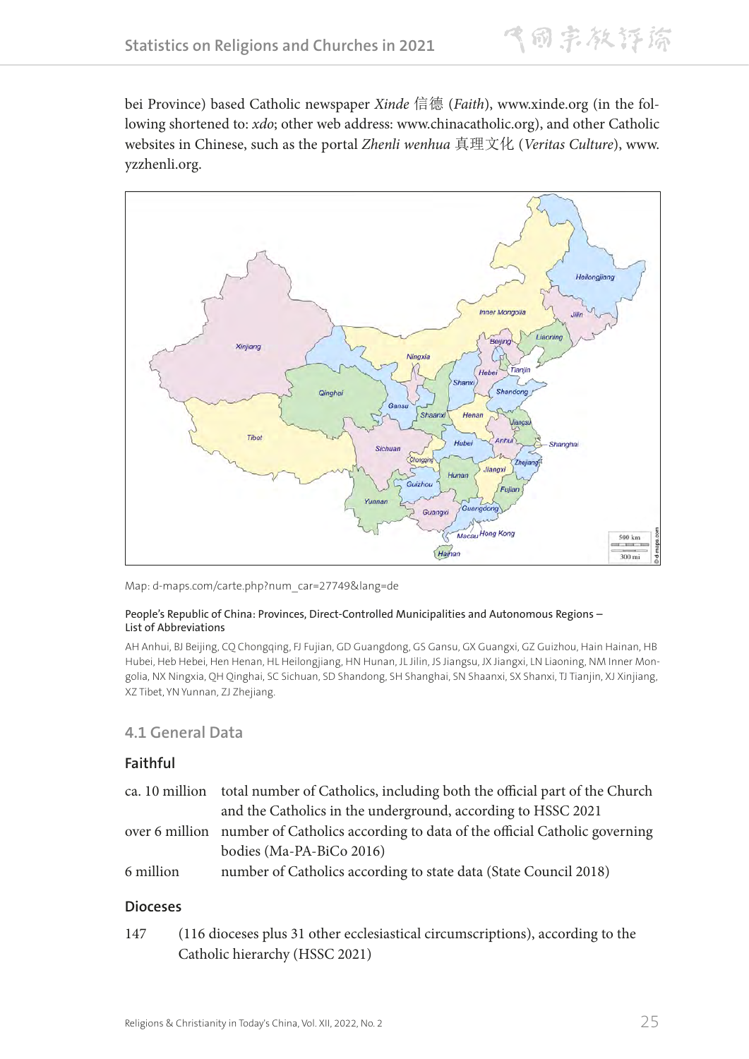bei Province) based Catholic newspaper *Xinde* 信德 (*Faith*), www.xinde.org (in the following shortened to: *xdo*; other web address: www.chinacatholic.org), and other Catholic websites in Chinese, such as the portal *Zhenli wenhua* 真理文化 (*Veritas Culture*), www.yzzhenli.org.

Map: d-maps.com/carte.php?num_car=27749&lang=de

People's Republic of China: Provinces, Direct-Controlled Municipalities and Autonomous Regions – List of Abbreviations

AH Anhui, BJ Beijing, CQ Chongqing, FJ Fujian, GD Guangdong, GS Gansu, GX Guangxi, GZ Guizhou, Hain Hainan, HB Hubei, Heb Hebei, Hen Henan, HL Heilongjiang, HN Hunan, JL Jilin, JS Jiangsu, JX Jiangxi, LN Liaoning, NM Inner Mongolia, NX Ningxia, QH Qinghai, SC Sichuan, SD Shandong, SH Shanghai, SN Shaanxi, SX Shanxi, TJ Tianjin, XJ Xinjiang, XZ Tibet, YN Yunnan, ZJ Zhejiang.

## 4.1 General Data

### Faithful

| | |
|---|---|
| ca. 10 million | total number of Catholics, including both the official part of the Church and the Catholics in the underground, according to HSSC 2021 |
| over 6 million | number of Catholics according to data of the official Catholic governing bodies (Ma-PA-BiCo 2016) |
| 6 million | number of Catholics according to state data (State Council 2018) |

### Dioceses

| | |
|---|---|
| 147 | (116 dioceses plus 31 other ecclesiastical circumscriptions), according to the Catholic hierarchy (HSSC 2021) |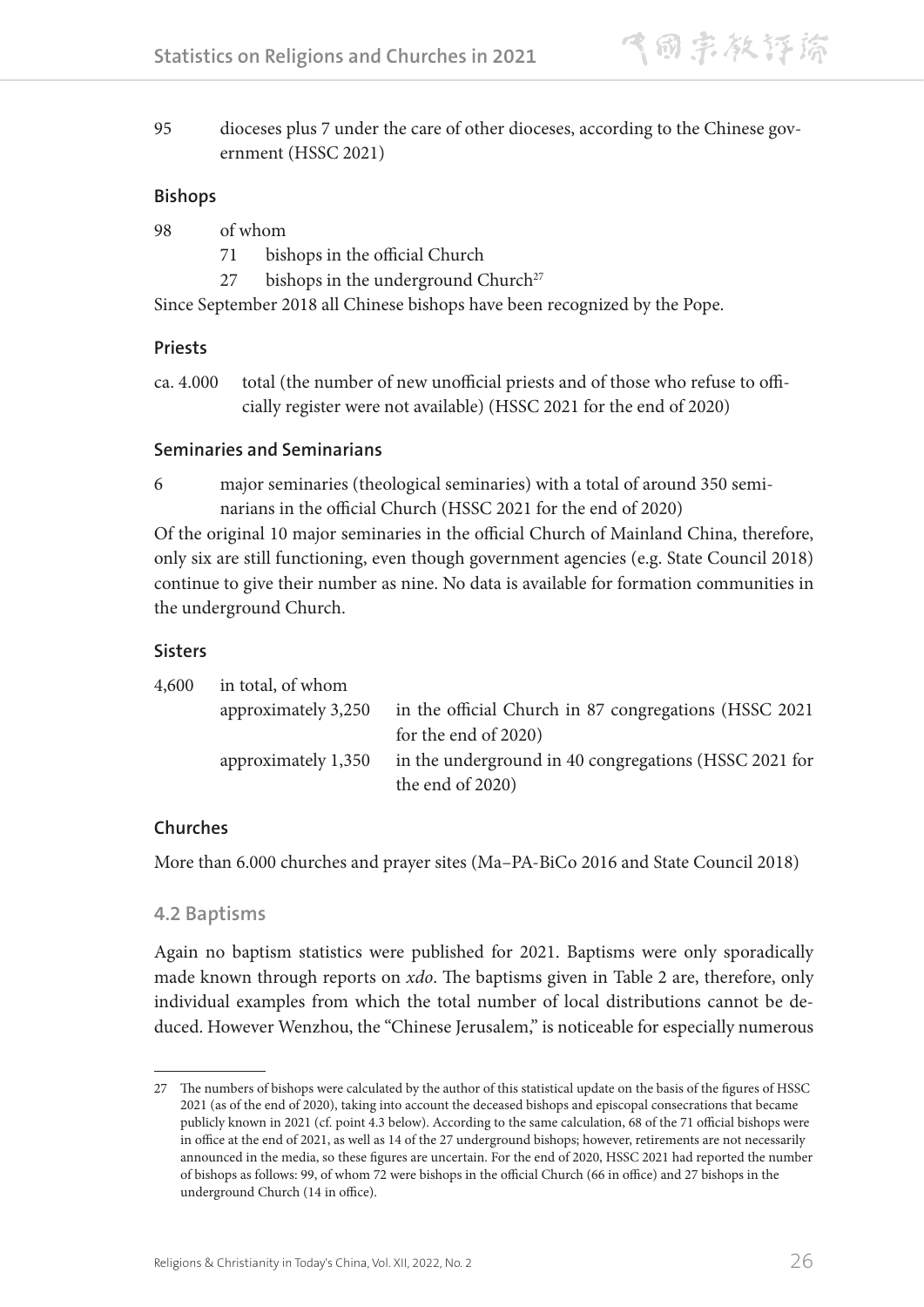95 dioceses plus 7 under the care of other dioceses, according to the Chinese government (HSSC 2021)

#### Bishops

98 of whom
- 71 bishops in the official Church
- 27 bishops in the underground Church[27]

Since September 2018 all Chinese bishops have been recognized by the Pope.

#### Priests

ca. 4.000 total (the number of new unofficial priests and of those who refuse to officially register were not available) (HSSC 2021 for the end of 2020)

#### Seminaries and Seminarians

6 major seminaries (theological seminaries) with a total of around 350 seminarians in the official Church (HSSC 2021 for the end of 2020)

Of the original 10 major seminaries in the official Church of Mainland China, therefore, only six are still functioning, even though government agencies (e.g. State Council 2018) continue to give their number as nine. No data is available for formation communities in the underground Church.

#### Sisters

4,600 in total, of whom
- approximately 3,250 in the official Church in 87 congregations (HSSC 2021 for the end of 2020)
- approximately 1,350 in the underground in 40 congregations (HSSC 2021 for the end of 2020)

#### Churches

More than 6.000 churches and prayer sites (Ma–PA-BiCo 2016 and State Council 2018)

### 4.2 Baptisms

Again no baptism statistics were published for 2021. Baptisms were only sporadically made known through reports on *xdo*. The baptisms given in Table 2 are, therefore, only individual examples from which the total number of local distributions cannot be deduced. However Wenzhou, the "Chinese Jerusalem," is noticeable for especially numerous

---

[27] The numbers of bishops were calculated by the author of this statistical update on the basis of the figures of HSSC 2021 (as of the end of 2020), taking into account the deceased bishops and episcopal consecrations that became publicly known in 2021 (cf. point 4.3 below). According to the same calculation, 68 of the 71 official bishops were in office at the end of 2021, as well as 14 of the 27 underground bishops; however, retirements are not necessarily announced in the media, so these figures are uncertain. For the end of 2020, HSSC 2021 had reported the number of bishops as follows: 99, of whom 72 were bishops in the official Church (66 in office) and 27 bishops in the underground Church (14 in office).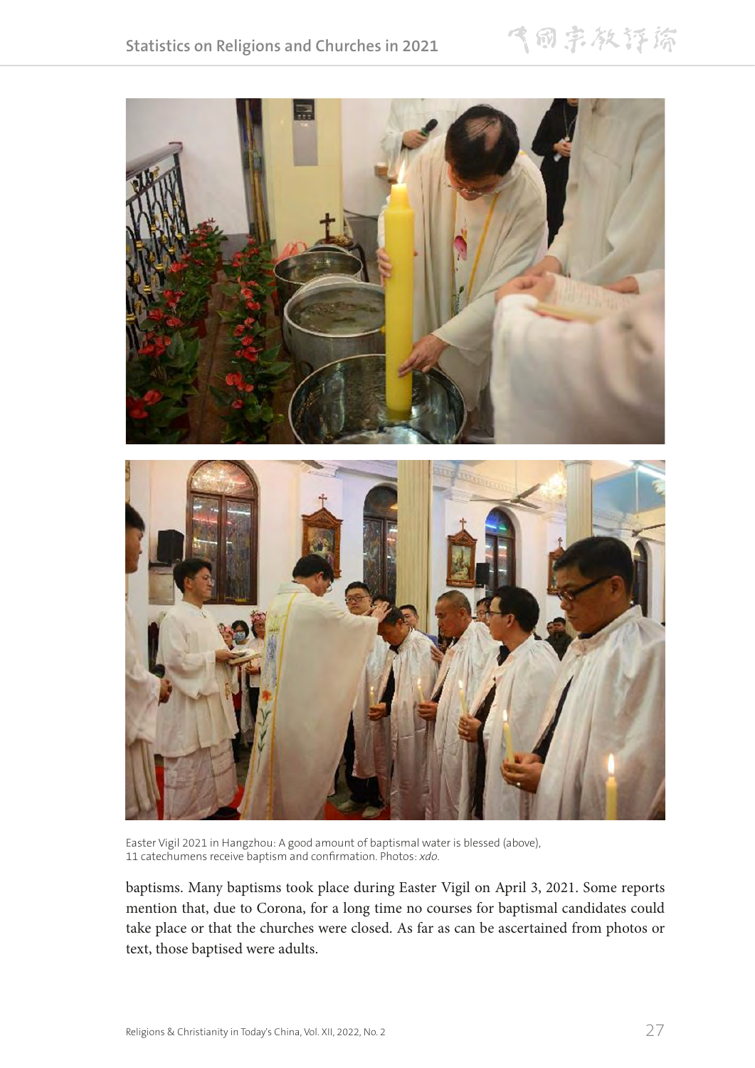Easter Vigil 2021 in Hangzhou: A good amount of baptismal water is blessed (above), 11 catechumens receive baptism and confirmation. Photos: *xdo*.

baptisms. Many baptisms took place during Easter Vigil on April 3, 2021. Some reports mention that, due to Corona, for a long time no courses for baptismal candidates could take place or that the churches were closed. As far as can be ascertained from photos or text, those baptised were adults.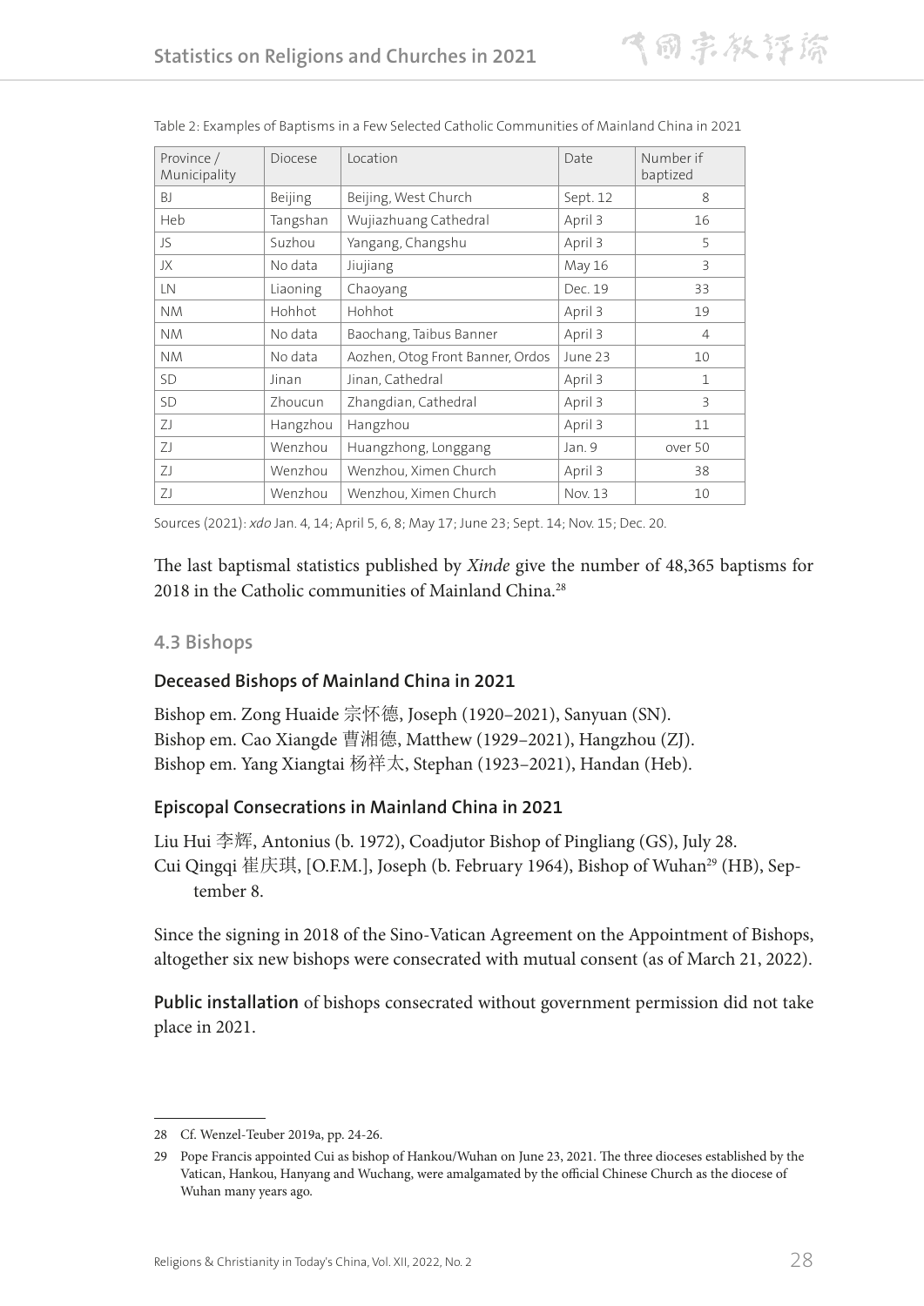Table 2: Examples of Baptisms in a Few Selected Catholic Communities of Mainland China in 2021

| Province / Municipality | Diocese | Location | Date | Number if baptized |
|---|---|---|---|---|
| BJ | Beijing | Beijing, West Church | Sept. 12 | 8 |
| Heb | Tangshan | Wujiazhuang Cathedral | April 3 | 16 |
| JS | Suzhou | Yangang, Changshu | April 3 | 5 |
| JX | No data | Jiujiang | May 16 | 3 |
| LN | Liaoning | Chaoyang | Dec. 19 | 33 |
| NM | Hohhot | Hohhot | April 3 | 19 |
| NM | No data | Baochang, Taibus Banner | April 3 | 4 |
| NM | No data | Aozhen, Otog Front Banner, Ordos | June 23 | 10 |
| SD | Jinan | Jinan, Cathedral | April 3 | 1 |
| SD | Zhoucun | Zhangdian, Cathedral | April 3 | 3 |
| ZJ | Hangzhou | Hangzhou | April 3 | 11 |
| ZJ | Wenzhou | Huangzhong, Longgang | Jan. 9 | over 50 |
| ZJ | Wenzhou | Wenzhou, Ximen Church | April 3 | 38 |
| ZJ | Wenzhou | Wenzhou, Ximen Church | Nov. 13 | 10 |

Sources (2021): *xdo* Jan. 4, 14; April 5, 6, 8; May 17; June 23; Sept. 14; Nov. 15; Dec. 20.

The last baptismal statistics published by *Xinde* give the number of 48,365 baptisms for 2018 in the Catholic communities of Mainland China.[28]

## 4.3 Bishops

### Deceased Bishops of Mainland China in 2021

Bishop em. Zong Huaide 宗怀德, Joseph (1920–2021), Sanyuan (SN).
Bishop em. Cao Xiangde 曹湘德, Matthew (1929–2021), Hangzhou (ZJ).
Bishop em. Yang Xiangtai 杨祥太, Stephan (1923–2021), Handan (Heb).

### Episcopal Consecrations in Mainland China in 2021

Liu Hui 李辉, Antonius (b. 1972), Coadjutor Bishop of Pingliang (GS), July 28.
Cui Qingqi 崔庆琪, [O.F.M.], Joseph (b. February 1964), Bishop of Wuhan[29] (HB), September 8.

Since the signing in 2018 of the Sino-Vatican Agreement on the Appointment of Bishops, altogether six new bishops were consecrated with mutual consent (as of March 21, 2022).

**Public installation** of bishops consecrated without government permission did not take place in 2021.

---

28 Cf. Wenzel-Teuber 2019a, pp. 24-26.

29 Pope Francis appointed Cui as bishop of Hankou/Wuhan on June 23, 2021. The three dioceses established by the Vatican, Hankou, Hanyang and Wuchang, were amalgamated by the official Chinese Church as the diocese of Wuhan many years ago.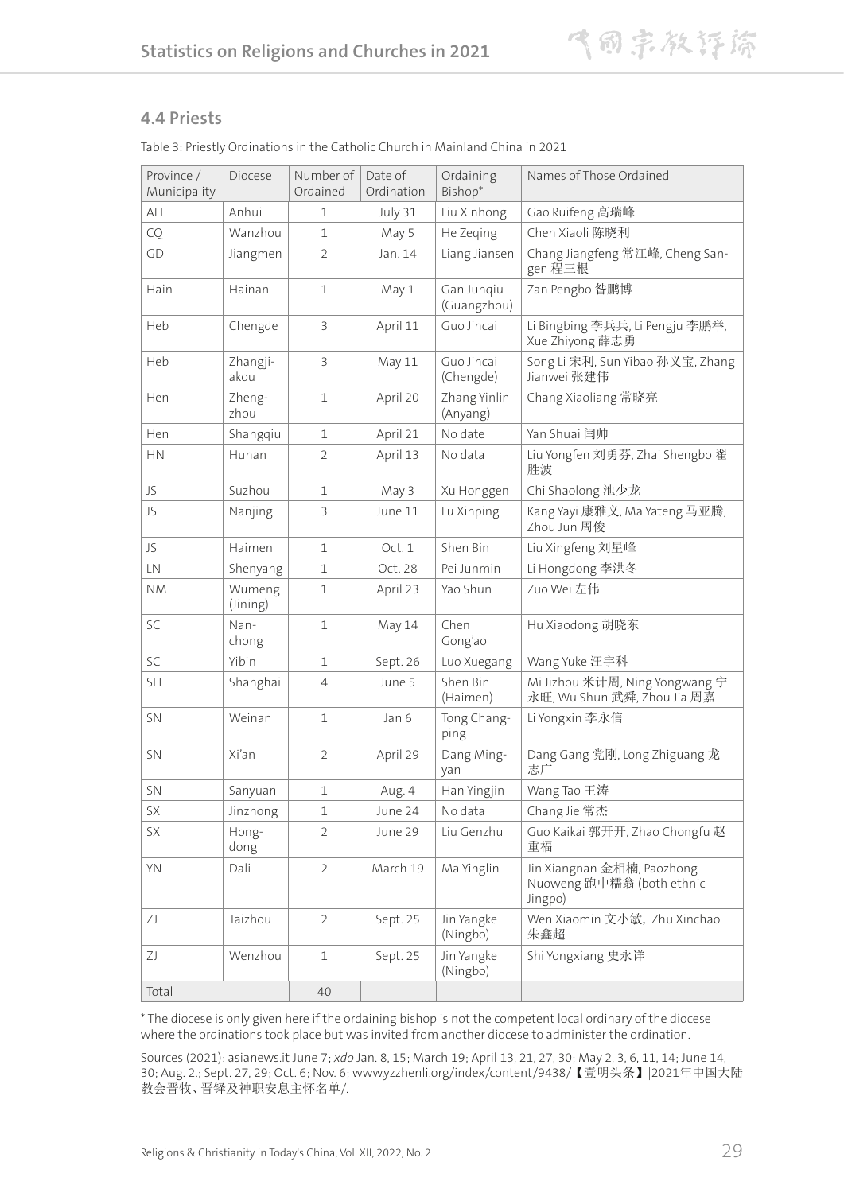## 4.4 Priests

Table 3: Priestly Ordinations in the Catholic Church in Mainland China in 2021

| Province / Municipality | Diocese | Number of Ordained | Date of Ordination | Ordaining Bishop* | Names of Those Ordained |
|---|---|---|---|---|---|
| AH | Anhui | 1 | July 31 | Liu Xinhong | Gao Ruifeng 高瑞峰 |
| CQ | Wanzhou | 1 | May 5 | He Zeqing | Chen Xiaoli 陈晓利 |
| GD | Jiangmen | 2 | Jan. 14 | Liang Jiansen | Chang Jiangfeng 常江峰, Cheng Sangen 程三根 |
| Hain | Hainan | 1 | May 1 | Gan Junqiu (Guangzhou) | Zan Pengbo 昝鹏博 |
| Heb | Chengde | 3 | April 11 | Guo Jincai | Li Bingbing 李兵兵, Li Pengju 李鹏举, Xue Zhiyong 薛志勇 |
| Heb | Zhangjiakou | 3 | May 11 | Guo Jincai (Chengde) | Song Li 宋利, Sun Yibao 孙义宝, Zhang Jianwei 张建伟 |
| Hen | Zhengzhou | 1 | April 20 | Zhang Yinlin (Anyang) | Chang Xiaoliang 常晓亮 |
| Hen | Shangqiu | 1 | April 21 | No date | Yan Shuai 闫帅 |
| HN | Hunan | 2 | April 13 | No data | Liu Yongfen 刘勇芬, Zhai Shengbo 翟胜波 |
| JS | Suzhou | 1 | May 3 | Xu Honggen | Chi Shaolong 池少龙 |
| JS | Nanjing | 3 | June 11 | Lu Xinping | Kang Yayi 康雅义, Ma Yateng 马亚腾, Zhou Jun 周俊 |
| JS | Haimen | 1 | Oct. 1 | Shen Bin | Liu Xingfeng 刘星峰 |
| LN | Shenyang | 1 | Oct. 28 | Pei Junmin | Li Hongdong 李洪冬 |
| NM | Wumeng (Jining) | 1 | April 23 | Yao Shun | Zuo Wei 左伟 |
| SC | Nanchong | 1 | May 14 | Chen Gong'ao | Hu Xiaodong 胡晓东 |
| SC | Yibin | 1 | Sept. 26 | Luo Xuegang | Wang Yuke 汪宇科 |
| SH | Shanghai | 4 | June 5 | Shen Bin (Haimen) | Mi Jizhou 米计周, Ning Yongwang 宁永旺, Wu Shun 武舜, Zhou Jia 周嘉 |
| SN | Weinan | 1 | Jan 6 | Tong Changping | Li Yongxin 李永信 |
| SN | Xi'an | 2 | April 29 | Dang Mingyan | Dang Gang 党刚, Long Zhiguang 龙志广 |
| SN | Sanyuan | 1 | Aug. 4 | Han Yingjin | Wang Tao 王涛 |
| SX | Jinzhong | 1 | June 24 | No data | Chang Jie 常杰 |
| SX | Hongdong | 2 | June 29 | Liu Genzhu | Guo Kaikai 郭开开, Zhao Chongfu 赵重福 |
| YN | Dali | 2 | March 19 | Ma Yinglin | Jin Xiangnan 金相楠, Paozhong Nuoweng 跑中糯翁 (both ethnic Jingpo) |
| ZJ | Taizhou | 2 | Sept. 25 | Jin Yangke (Ningbo) | Wen Xiaomin 文小敏, Zhu Xinchao 朱鑫超 |
| ZJ | Wenzhou | 1 | Sept. 25 | Jin Yangke (Ningbo) | Shi Yongxiang 史永详 |
| Total | | 40 | | | |

* The diocese is only given here if the ordaining bishop is not the competent local ordinary of the diocese where the ordinations took place but was invited from another diocese to administer the ordination.

Sources (2021): asianews.it June 7; *xdo* Jan. 8, 15; March 19; April 13, 21, 27, 30; May 2, 3, 6, 11, 14; June 14, 30; Aug. 2.; Sept. 27, 29; Oct. 6; Nov. 6; www.yzzhenli.org/index/content/9438/【壹明头条】|2021年中国大陆教会晋牧、晋铎及神职安息主怀名单/.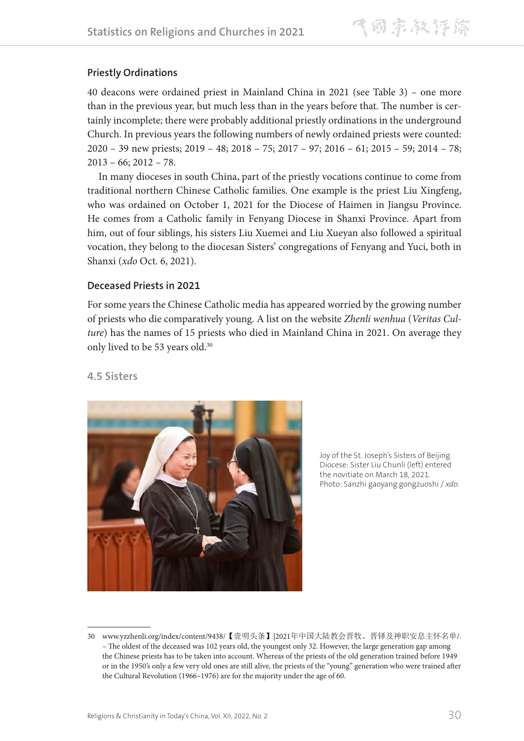### Priestly Ordinations

40 deacons were ordained priest in Mainland China in 2021 (see Table 3) – one more than in the previous year, but much less than in the years before that. The number is certainly incomplete; there were probably additional priestly ordinations in the underground Church. In previous years the following numbers of newly ordained priests were counted: 2020 – 39 new priests; 2019 – 48; 2018 – 75; 2017 – 97; 2016 – 61; 2015 – 59; 2014 – 78; 2013 – 66; 2012 – 78.

In many dioceses in south China, part of the priestly vocations continue to come from traditional northern Chinese Catholic families. One example is the priest Liu Xingfeng, who was ordained on October 1, 2021 for the Diocese of Haimen in Jiangsu Province. He comes from a Catholic family in Fenyang Diocese in Shanxi Province. Apart from him, out of four siblings, his sisters Liu Xuemei and Liu Xueyan also followed a spiritual vocation, they belong to the diocesan Sisters' congregations of Fenyang and Yuci, both in Shanxi (*xdo* Oct. 6, 2021).

### Deceased Priests in 2021

For some years the Chinese Catholic media has appeared worried by the growing number of priests who die comparatively young. A list on the website *Zhenli wenhua* (*Veritas Culture*) has the names of 15 priests who died in Mainland China in 2021. On average they only lived to be 53 years old.[30]

## 4.5 Sisters

Joy of the St. Joseph's Sisters of Beijing Diocese: Sister Liu Chunli (left) entered the novitiate on March 18, 2021. Photo: Sanzhi gaoyang gongzuoshi / *xdo*.

---

30 www.yzzhenli.org/index/content/9438/【壹明头条】|2021年中国大陆教会晋牧、晋铎及神职安息主怀名单/. – The oldest of the deceased was 102 years old, the youngest only 32. However, the large generation gap among the Chinese priests has to be taken into account. Whereas of the priests of the old generation trained before 1949 or in the 1950's only a few very old ones are still alive, the priests of the "young" generation who were trained after the Cultural Revolution (1966–1976) are for the majority under the age of 60.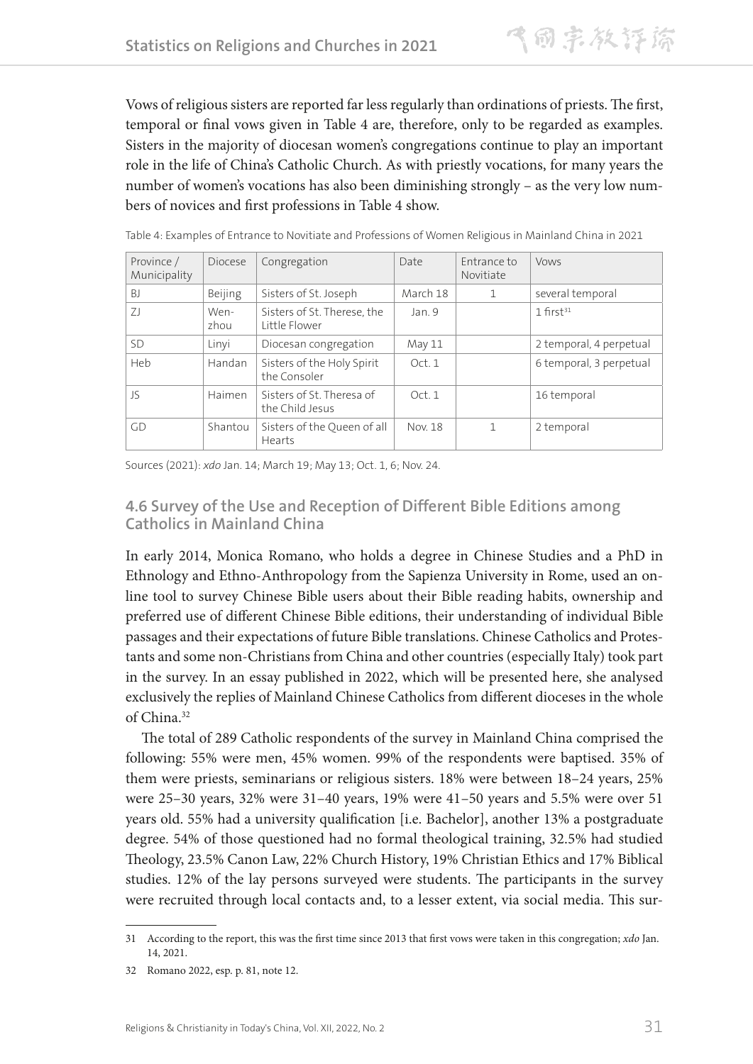Vows of religious sisters are reported far less regularly than ordinations of priests. The first, temporal or final vows given in Table 4 are, therefore, only to be regarded as examples. Sisters in the majority of diocesan women's congregations continue to play an important role in the life of China's Catholic Church. As with priestly vocations, for many years the number of women's vocations has also been diminishing strongly – as the very low numbers of novices and first professions in Table 4 show.

Table 4: Examples of Entrance to Novitiate and Professions of Women Religious in Mainland China in 2021

| Province / Municipality | Diocese | Congregation | Date | Entrance to Novitiate | Vows |
|---|---|---|---|---|---|
| BJ | Beijing | Sisters of St. Joseph | March 18 | 1 | several temporal |
| ZJ | Wenzhou | Sisters of St. Therese, the Little Flower | Jan. 9 | | 1 first[31] |
| SD | Linyi | Diocesan congregation | May 11 | | 2 temporal, 4 perpetual |
| Heb | Handan | Sisters of the Holy Spirit the Consoler | Oct. 1 | | 6 temporal, 3 perpetual |
| JS | Haimen | Sisters of St. Theresa of the Child Jesus | Oct. 1 | | 16 temporal |
| GD | Shantou | Sisters of the Queen of all Hearts | Nov. 18 | 1 | 2 temporal |

Sources (2021): *xdo* Jan. 14; March 19; May 13; Oct. 1, 6; Nov. 24.

### 4.6 Survey of the Use and Reception of Different Bible Editions among Catholics in Mainland China

In early 2014, Monica Romano, who holds a degree in Chinese Studies and a PhD in Ethnology and Ethno-Anthropology from the Sapienza University in Rome, used an online tool to survey Chinese Bible users about their Bible reading habits, ownership and preferred use of different Chinese Bible editions, their understanding of individual Bible passages and their expectations of future Bible translations. Chinese Catholics and Protestants and some non-Christians from China and other countries (especially Italy) took part in the survey. In an essay published in 2022, which will be presented here, she analysed exclusively the replies of Mainland Chinese Catholics from different dioceses in the whole of China.[32]

The total of 289 Catholic respondents of the survey in Mainland China comprised the following: 55% were men, 45% women. 99% of the respondents were baptised. 35% of them were priests, seminarians or religious sisters. 18% were between 18–24 years, 25% were 25–30 years, 32% were 31–40 years, 19% were 41–50 years and 5.5% were over 51 years old. 55% had a university qualification [i.e. Bachelor], another 13% a postgraduate degree. 54% of those questioned had no formal theological training, 32.5% had studied Theology, 23.5% Canon Law, 22% Church History, 19% Christian Ethics and 17% Biblical studies. 12% of the lay persons surveyed were students. The participants in the survey were recruited through local contacts and, to a lesser extent, via social media. This sur-

---

31 According to the report, this was the first time since 2013 that first vows were taken in this congregation; *xdo* Jan. 14, 2021.

32 Romano 2022, esp. p. 81, note 12.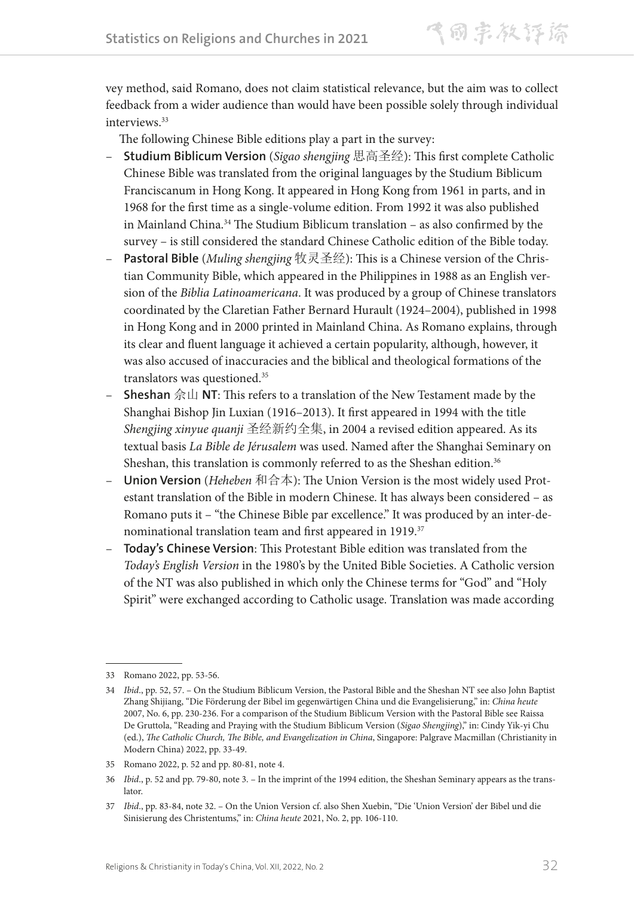vey method, said Romano, does not claim statistical relevance, but the aim was to collect feedback from a wider audience than would have been possible solely through individual interviews.[33]

The following Chinese Bible editions play a part in the survey:

- **Studium Biblicum Version** (*Sigao shengjing* 思高圣经): This first complete Catholic Chinese Bible was translated from the original languages by the Studium Biblicum Franciscanum in Hong Kong. It appeared in Hong Kong from 1961 in parts, and in 1968 for the first time as a single-volume edition. From 1992 it was also published in Mainland China.[34] The Studium Biblicum translation – as also confirmed by the survey – is still considered the standard Chinese Catholic edition of the Bible today.
- **Pastoral Bible** (*Muling shengjing* 牧灵圣经): This is a Chinese version of the Christian Community Bible, which appeared in the Philippines in 1988 as an English version of the *Biblia Latinoamericana*. It was produced by a group of Chinese translators coordinated by the Claretian Father Bernard Hurault (1924–2004), published in 1998 in Hong Kong and in 2000 printed in Mainland China. As Romano explains, through its clear and fluent language it achieved a certain popularity, although, however, it was also accused of inaccuracies and the biblical and theological formations of the translators was questioned.[35]
- **Sheshan** 佘山 **NT**: This refers to a translation of the New Testament made by the Shanghai Bishop Jin Luxian (1916–2013). It first appeared in 1994 with the title *Shengjing xinyue quanji* 圣经新约全集, in 2004 a revised edition appeared. As its textual basis *La Bible de Jérusalem* was used. Named after the Shanghai Seminary on Sheshan, this translation is commonly referred to as the Sheshan edition.[36]
- **Union Version** (*Heheben* 和合本): The Union Version is the most widely used Protestant translation of the Bible in modern Chinese. It has always been considered – as Romano puts it – "the Chinese Bible par excellence." It was produced by an inter-denominational translation team and first appeared in 1919.[37]
- **Today's Chinese Version**: This Protestant Bible edition was translated from the *Today's English Version* in the 1980's by the United Bible Societies. A Catholic version of the NT was also published in which only the Chinese terms for "God" and "Holy Spirit" were exchanged according to Catholic usage. Translation was made according

---

33 Romano 2022, pp. 53-56.

34 *Ibid*., pp. 52, 57. – On the Studium Biblicum Version, the Pastoral Bible and the Sheshan NT see also John Baptist Zhang Shijiang, "Die Förderung der Bibel im gegenwärtigen China und die Evangelisierung," in: *China heute* 2007, No. 6, pp. 230-236. For a comparison of the Studium Biblicum Version with the Pastoral Bible see Raissa De Gruttola, "Reading and Praying with the Studium Biblicum Version (*Sigao Shengjing*)," in: Cindy Yik-yi Chu (ed.), *The Catholic Church, The Bible, and Evangelization in China*, Singapore: Palgrave Macmillan (Christianity in Modern China) 2022, pp. 33-49.

35 Romano 2022, p. 52 and pp. 80-81, note 4.

36 *Ibid*., p. 52 and pp. 79-80, note 3. – In the imprint of the 1994 edition, the Sheshan Seminary appears as the translator.

37 *Ibid*., pp. 83-84, note 32. – On the Union Version cf. also Shen Xuebin, "Die 'Union Version' der Bibel und die Sinisierung des Christentums," in: *China heute* 2021, No. 2, pp. 106-110.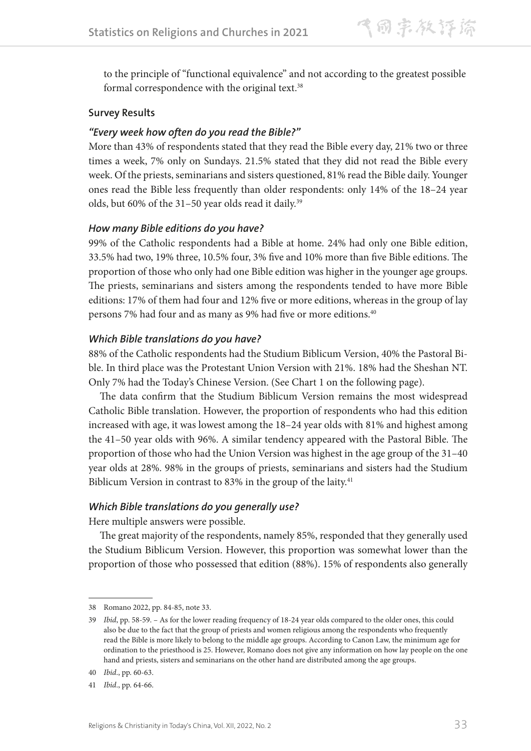to the principle of "functional equivalence" and not according to the greatest possible formal correspondence with the original text.[38]

### Survey Results

#### *"Every week how often do you read the Bible?"*

More than 43% of respondents stated that they read the Bible every day, 21% two or three times a week, 7% only on Sundays. 21.5% stated that they did not read the Bible every week. Of the priests, seminarians and sisters questioned, 81% read the Bible daily. Younger ones read the Bible less frequently than older respondents: only 14% of the 18–24 year olds, but 60% of the 31–50 year olds read it daily.[39]

#### *How many Bible editions do you have?*

99% of the Catholic respondents had a Bible at home. 24% had only one Bible edition, 33.5% had two, 19% three, 10.5% four, 3% five and 10% more than five Bible editions. The proportion of those who only had one Bible edition was higher in the younger age groups. The priests, seminarians and sisters among the respondents tended to have more Bible editions: 17% of them had four and 12% five or more editions, whereas in the group of lay persons 7% had four and as many as 9% had five or more editions.[40]

#### *Which Bible translations do you have?*

88% of the Catholic respondents had the Studium Biblicum Version, 40% the Pastoral Bible. In third place was the Protestant Union Version with 21%. 18% had the Sheshan NT. Only 7% had the Today's Chinese Version. (See Chart 1 on the following page).

The data confirm that the Studium Biblicum Version remains the most widespread Catholic Bible translation. However, the proportion of respondents who had this edition increased with age, it was lowest among the 18–24 year olds with 81% and highest among the 41–50 year olds with 96%. A similar tendency appeared with the Pastoral Bible. The proportion of those who had the Union Version was highest in the age group of the 31–40 year olds at 28%. 98% in the groups of priests, seminarians and sisters had the Studium Biblicum Version in contrast to 83% in the group of the laity.[41]

#### *Which Bible translations do you generally use?*

Here multiple answers were possible.

The great majority of the respondents, namely 85%, responded that they generally used the Studium Biblicum Version. However, this proportion was somewhat lower than the proportion of those who possessed that edition (88%). 15% of respondents also generally

---

38 Romano 2022, pp. 84-85, note 33.

39 *Ibid*, pp. 58-59. – As for the lower reading frequency of 18-24 year olds compared to the older ones, this could also be due to the fact that the group of priests and women religious among the respondents who frequently read the Bible is more likely to belong to the middle age groups. According to Canon Law, the minimum age for ordination to the priesthood is 25. However, Romano does not give any information on how lay people on the one hand and priests, sisters and seminarians on the other hand are distributed among the age groups.

40 *Ibid*., pp. 60-63.

41 *Ibid*., pp. 64-66.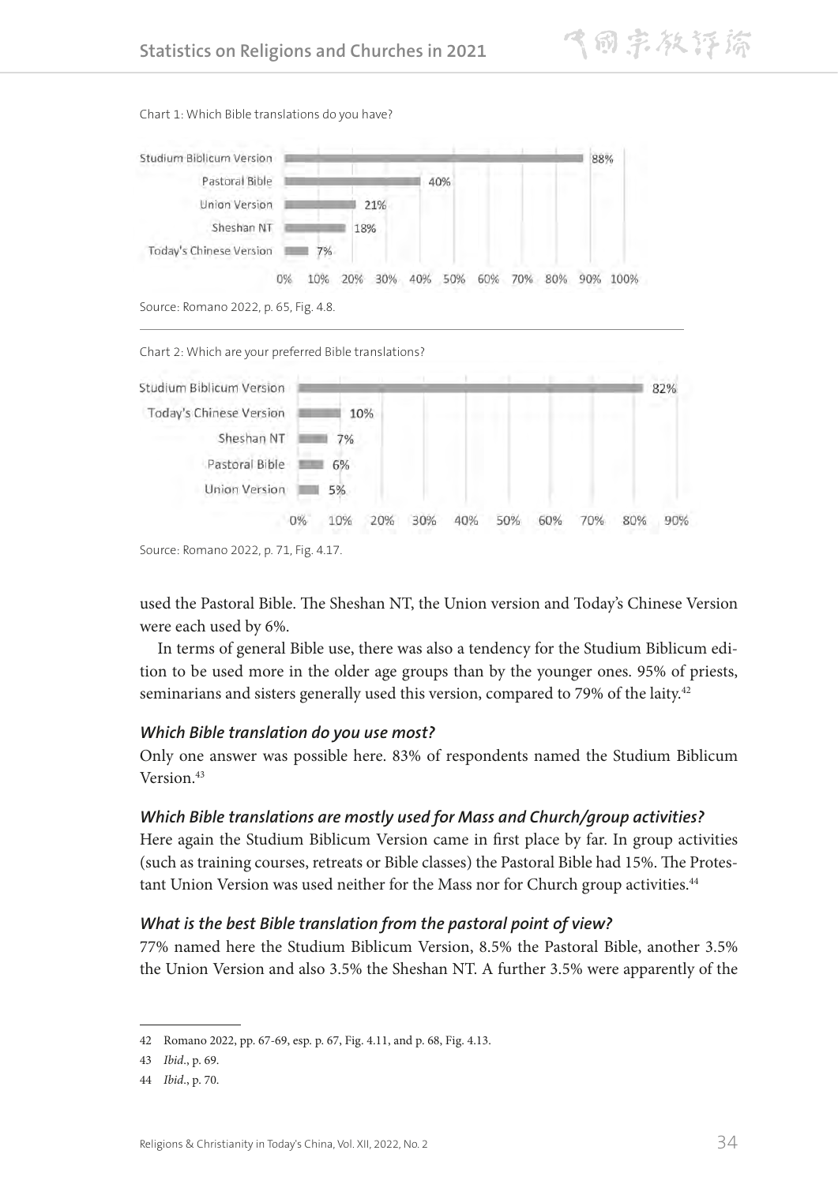Chart 1: Which Bible translations do you have?

| Translation | Percentage |
| --- | --- |
| Studium Biblicum Version | 88% |
| Pastoral Bible | 40% |
| Union Version | 21% |
| Sheshan NT | 18% |
| Today's Chinese Version | 7% |

Source: Romano 2022, p. 65, Fig. 4.8.

Chart 2: Which are your preferred Bible translations?

| Translation | Percentage |
| --- | --- |
| Studium Biblicum Version | 82% |
| Today's Chinese Version | 10% |
| Sheshan NT | 7% |
| Pastoral Bible | 6% |
| Union Version | 5% |

Source: Romano 2022, p. 71, Fig. 4.17.

used the Pastoral Bible. The Sheshan NT, the Union version and Today's Chinese Version were each used by 6%.

In terms of general Bible use, there was also a tendency for the Studium Biblicum edition to be used more in the older age groups than by the younger ones. 95% of priests, seminarians and sisters generally used this version, compared to 79% of the laity.[42]

### *Which Bible translation do you use most?*

Only one answer was possible here. 83% of respondents named the Studium Biblicum Version.[43]

### *Which Bible translations are mostly used for Mass and Church/group activities?*

Here again the Studium Biblicum Version came in first place by far. In group activities (such as training courses, retreats or Bible classes) the Pastoral Bible had 15%. The Protestant Union Version was used neither for the Mass nor for Church group activities.[44]

### *What is the best Bible translation from the pastoral point of view?*

77% named here the Studium Biblicum Version, 8.5% the Pastoral Bible, another 3.5% the Union Version and also 3.5% the Sheshan NT. A further 3.5% were apparently of the

---

42 Romano 2022, pp. 67-69, esp. p. 67, Fig. 4.11, and p. 68, Fig. 4.13.

43 *Ibid*., p. 69.

44 *Ibid*., p. 70.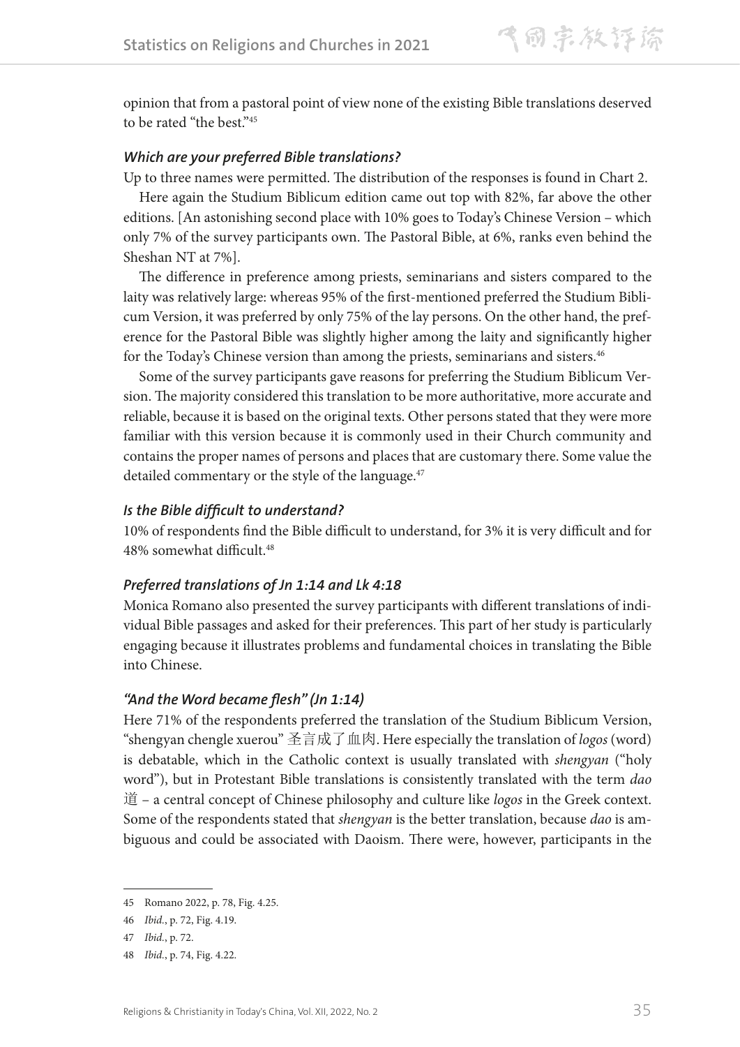opinion that from a pastoral point of view none of the existing Bible translations deserved to be rated "the best."[45]

### *Which are your preferred Bible translations?*

Up to three names were permitted. The distribution of the responses is found in Chart 2.

Here again the Studium Biblicum edition came out top with 82%, far above the other editions. [An astonishing second place with 10% goes to Today's Chinese Version – which only 7% of the survey participants own. The Pastoral Bible, at 6%, ranks even behind the Sheshan NT at 7%].

The difference in preference among priests, seminarians and sisters compared to the laity was relatively large: whereas 95% of the first-mentioned preferred the Studium Biblicum Version, it was preferred by only 75% of the lay persons. On the other hand, the preference for the Pastoral Bible was slightly higher among the laity and significantly higher for the Today's Chinese version than among the priests, seminarians and sisters.[46]

Some of the survey participants gave reasons for preferring the Studium Biblicum Version. The majority considered this translation to be more authoritative, more accurate and reliable, because it is based on the original texts. Other persons stated that they were more familiar with this version because it is commonly used in their Church community and contains the proper names of persons and places that are customary there. Some value the detailed commentary or the style of the language.[47]

### *Is the Bible difficult to understand?*

10% of respondents find the Bible difficult to understand, for 3% it is very difficult and for 48% somewhat difficult.[48]

### *Preferred translations of Jn 1:14 and Lk 4:18*

Monica Romano also presented the survey participants with different translations of individual Bible passages and asked for their preferences. This part of her study is particularly engaging because it illustrates problems and fundamental choices in translating the Bible into Chinese.

### *"And the Word became flesh" (Jn 1:14)*

Here 71% of the respondents preferred the translation of the Studium Biblicum Version, "shengyan chengle xuerou" 圣言成了血肉. Here especially the translation of *logos* (word) is debatable, which in the Catholic context is usually translated with *shengyan* ("holy word"), but in Protestant Bible translations is consistently translated with the term *dao* 道 – a central concept of Chinese philosophy and culture like *logos* in the Greek context. Some of the respondents stated that *shengyan* is the better translation, because *dao* is ambiguous and could be associated with Daoism. There were, however, participants in the

---

45 Romano 2022, p. 78, Fig. 4.25.

46 *Ibid.*, p. 72, Fig. 4.19.

47 *Ibid.*, p. 72.

48 *Ibid.*, p. 74, Fig. 4.22.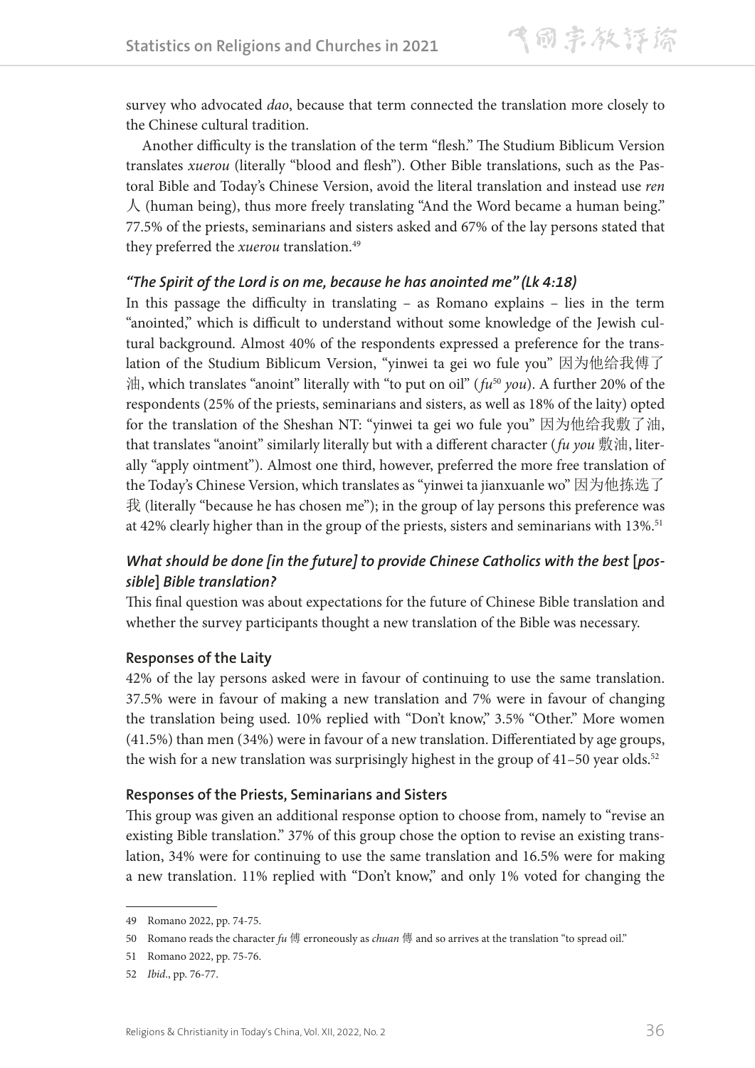survey who advocated *dao*, because that term connected the translation more closely to the Chinese cultural tradition.

Another difficulty is the translation of the term "flesh." The Studium Biblicum Version translates *xuerou* (literally "blood and flesh"). Other Bible translations, such as the Pastoral Bible and Today's Chinese Version, avoid the literal translation and instead use *ren* 人 (human being), thus more freely translating "And the Word became a human being." 77.5% of the priests, seminarians and sisters asked and 67% of the lay persons stated that they preferred the *xuerou* translation.[49]

### *"The Spirit of the Lord is on me, because he has anointed me" (Lk 4:18)*

In this passage the difficulty in translating – as Romano explains – lies in the term "anointed," which is difficult to understand without some knowledge of the Jewish cultural background. Almost 40% of the respondents expressed a preference for the translation of the Studium Biblicum Version, "yinwei ta gei wo fule you" 因为他给我傅了油, which translates "anoint" literally with "to put on oil" (*fu*[50] *you*). A further 20% of the respondents (25% of the priests, seminarians and sisters, as well as 18% of the laity) opted for the translation of the Sheshan NT: "yinwei ta gei wo fule you" 因为他给我敷了油, that translates "anoint" similarly literally but with a different character (*fu you* 敷油, literally "apply ointment"). Almost one third, however, preferred the more free translation of the Today's Chinese Version, which translates as "yinwei ta jianxuanle wo" 因为他拣选了我 (literally "because he has chosen me"); in the group of lay persons this preference was at 42% clearly higher than in the group of the priests, sisters and seminarians with 13%.[51]

### *What should be done [in the future] to provide Chinese Catholics with the best [possible] Bible translation?*

This final question was about expectations for the future of Chinese Bible translation and whether the survey participants thought a new translation of the Bible was necessary.

#### Responses of the Laity

42% of the lay persons asked were in favour of continuing to use the same translation. 37.5% were in favour of making a new translation and 7% were in favour of changing the translation being used. 10% replied with "Don't know," 3.5% "Other." More women (41.5%) than men (34%) were in favour of a new translation. Differentiated by age groups, the wish for a new translation was surprisingly highest in the group of 41–50 year olds.[52]

#### Responses of the Priests, Seminarians and Sisters

This group was given an additional response option to choose from, namely to "revise an existing Bible translation." 37% of this group chose the option to revise an existing translation, 34% were for continuing to use the same translation and 16.5% were for making a new translation. 11% replied with "Don't know," and only 1% voted for changing the

---

49 Romano 2022, pp. 74-75.

50 Romano reads the character *fu* 傅 erroneously as *chuan* 傳 and so arrives at the translation "to spread oil."

51 Romano 2022, pp. 75-76.

52 *Ibid*., pp. 76-77.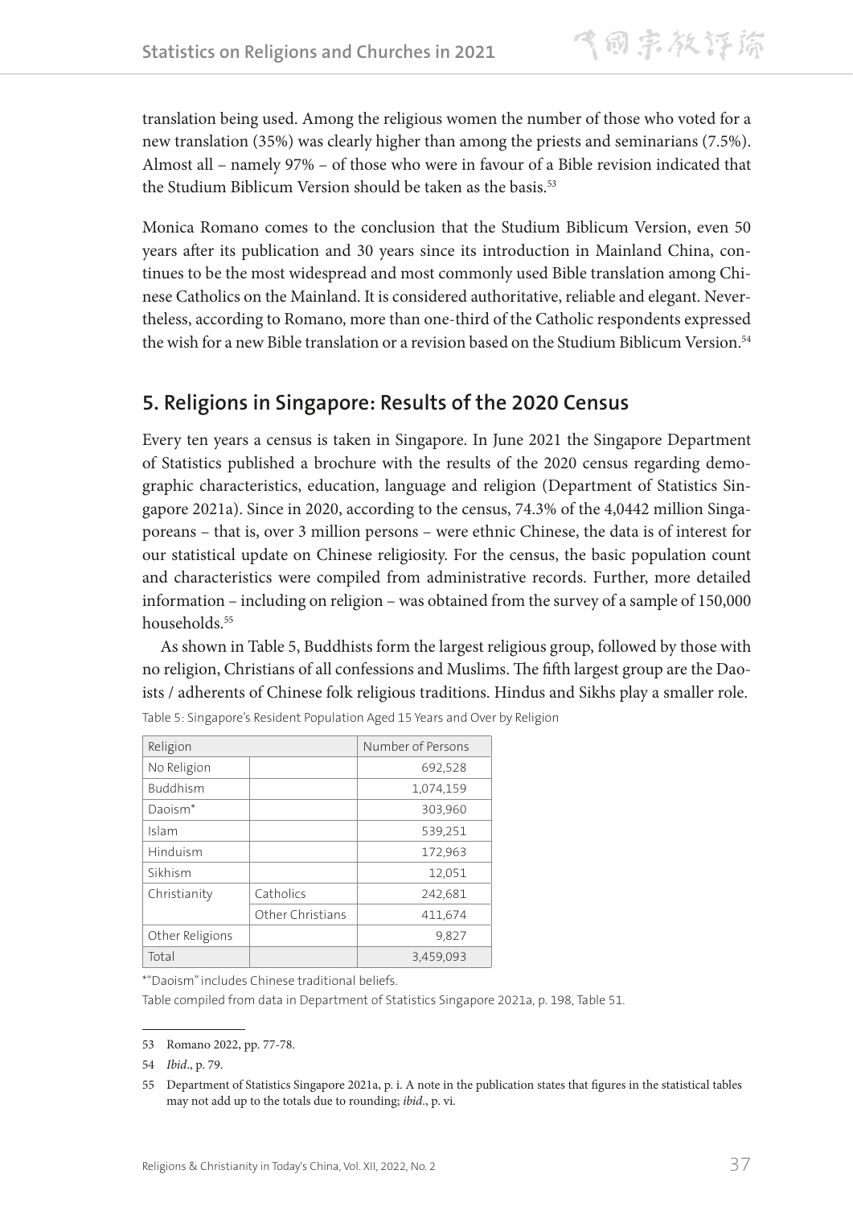translation being used. Among the religious women the number of those who voted for a new translation (35%) was clearly higher than among the priests and seminarians (7.5%). Almost all – namely 97% – of those who were in favour of a Bible revision indicated that the Studium Biblicum Version should be taken as the basis.[53]

Monica Romano comes to the conclusion that the Studium Biblicum Version, even 50 years after its publication and 30 years since its introduction in Mainland China, continues to be the most widespread and most commonly used Bible translation among Chinese Catholics on the Mainland. It is considered authoritative, reliable and elegant. Nevertheless, according to Romano, more than one-third of the Catholic respondents expressed the wish for a new Bible translation or a revision based on the Studium Biblicum Version.[54]

## 5. Religions in Singapore: Results of the 2020 Census

Every ten years a census is taken in Singapore. In June 2021 the Singapore Department of Statistics published a brochure with the results of the 2020 census regarding demographic characteristics, education, language and religion (Department of Statistics Singapore 2021a). Since in 2020, according to the census, 74.3% of the 4,0442 million Singaporeans – that is, over 3 million persons – were ethnic Chinese, the data is of interest for our statistical update on Chinese religiosity. For the census, the basic population count and characteristics were compiled from administrative records. Further, more detailed information – including on religion – was obtained from the survey of a sample of 150,000 households.[55]

As shown in Table 5, Buddhists form the largest religious group, followed by those with no religion, Christians of all confessions and Muslims. The fifth largest group are the Daoists / adherents of Chinese folk religious traditions. Hindus and Sikhs play a smaller role.

Table 5: Singapore's Resident Population Aged 15 Years and Over by Religion

| Religion | | Number of Persons |
|---|---|---|
| No Religion | | 692,528 |
| Buddhism | | 1,074,159 |
| Daoism* | | 303,960 |
| Islam | | 539,251 |
| Hinduism | | 172,963 |
| Sikhism | | 12,051 |
| Christianity | Catholics | 242,681 |
| | Other Christians | 411,674 |
| Other Religions | | 9,827 |
| Total | | 3,459,093 |

*"Daoism" includes Chinese traditional beliefs.

Table compiled from data in Department of Statistics Singapore 2021a, p. 198, Table 51.

---

53 Romano 2022, pp. 77-78.

54 *Ibid*., p. 79.

55 Department of Statistics Singapore 2021a, p. i. A note in the publication states that figures in the statistical tables may not add up to the totals due to rounding; *ibid*., p. vi.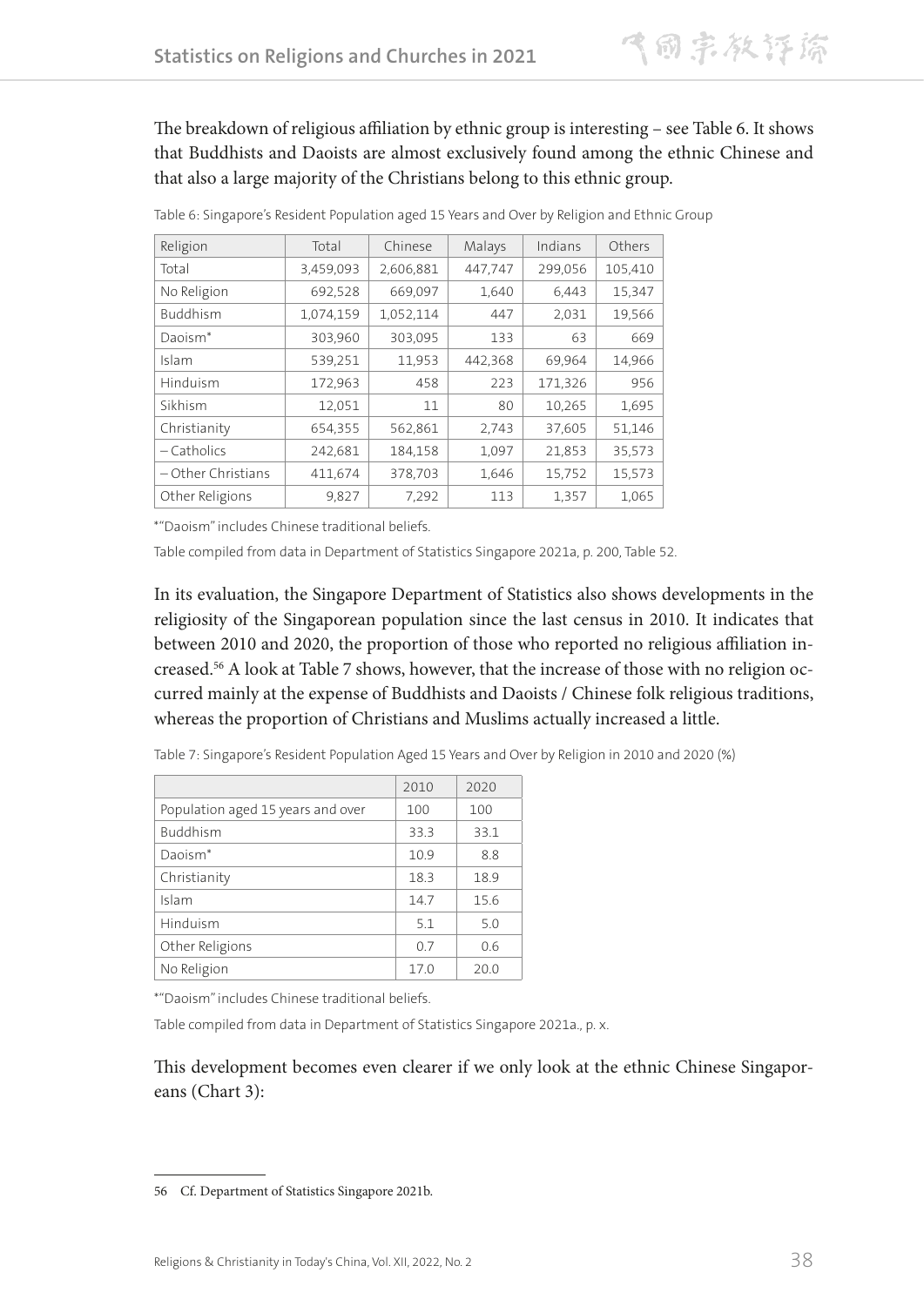The breakdown of religious affiliation by ethnic group is interesting – see Table 6. It shows that Buddhists and Daoists are almost exclusively found among the ethnic Chinese and that also a large majority of the Christians belong to this ethnic group.

Table 6: Singapore's Resident Population aged 15 Years and Over by Religion and Ethnic Group

| Religion | Total | Chinese | Malays | Indians | Others |
|---|---|---|---|---|---|
| Total | 3,459,093 | 2,606,881 | 447,747 | 299,056 | 105,410 |
| No Religion | 692,528 | 669,097 | 1,640 | 6,443 | 15,347 |
| Buddhism | 1,074,159 | 1,052,114 | 447 | 2,031 | 19,566 |
| Daoism* | 303,960 | 303,095 | 133 | 63 | 669 |
| Islam | 539,251 | 11,953 | 442,368 | 69,964 | 14,966 |
| Hinduism | 172,963 | 458 | 223 | 171,326 | 956 |
| Sikhism | 12,051 | 11 | 80 | 10,265 | 1,695 |
| Christianity | 654,355 | 562,861 | 2,743 | 37,605 | 51,146 |
| – Catholics | 242,681 | 184,158 | 1,097 | 21,853 | 35,573 |
| – Other Christians | 411,674 | 378,703 | 1,646 | 15,752 | 15,573 |
| Other Religions | 9,827 | 7,292 | 113 | 1,357 | 1,065 |

*"Daoism" includes Chinese traditional beliefs.

Table compiled from data in Department of Statistics Singapore 2021a, p. 200, Table 52.

In its evaluation, the Singapore Department of Statistics also shows developments in the religiosity of the Singaporean population since the last census in 2010. It indicates that between 2010 and 2020, the proportion of those who reported no religious affiliation increased.[56] A look at Table 7 shows, however, that the increase of those with no religion occurred mainly at the expense of Buddhists and Daoists / Chinese folk religious traditions, whereas the proportion of Christians and Muslims actually increased a little.

Table 7: Singapore's Resident Population Aged 15 Years and Over by Religion in 2010 and 2020 (%)

| | 2010 | 2020 |
|---|---|---|
| Population aged 15 years and over | 100 | 100 |
| Buddhism | 33.3 | 33.1 |
| Daoism* | 10.9 | 8.8 |
| Christianity | 18.3 | 18.9 |
| Islam | 14.7 | 15.6 |
| Hinduism | 5.1 | 5.0 |
| Other Religions | 0.7 | 0.6 |
| No Religion | 17.0 | 20.0 |

*"Daoism" includes Chinese traditional beliefs.

Table compiled from data in Department of Statistics Singapore 2021a., p. x.

This development becomes even clearer if we only look at the ethnic Chinese Singaporeans (Chart 3):

---

56 Cf. Department of Statistics Singapore 2021b.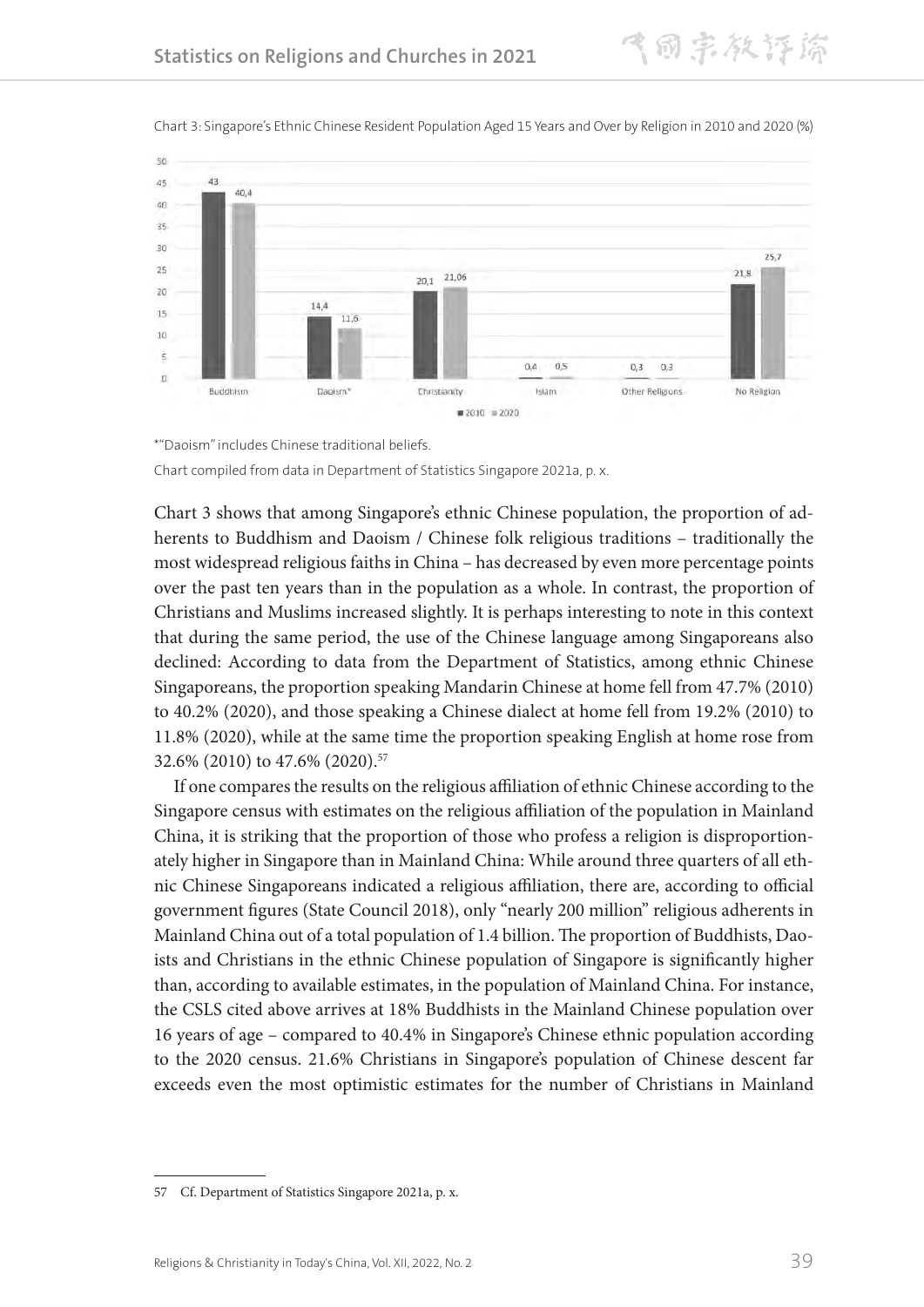Chart 3: Singapore's Ethnic Chinese Resident Population Aged 15 Years and Over by Religion in 2010 and 2020 (%)

| | Buddhism | Daoism* | Christianity | Islam | Other Religions | No Religion |
|---|---|---|---|---|---|---|
| 2010 | 43 | 14,4 | 20,1 | 0,4 | 0,3 | 21,8 |
| 2020 | 40,4 | 11,6 | 21,06 | 0,5 | 0,3 | 25,7 |

*"Daoism" includes Chinese traditional beliefs.

Chart compiled from data in Department of Statistics Singapore 2021a, p. x.

Chart 3 shows that among Singapore's ethnic Chinese population, the proportion of adherents to Buddhism and Daoism / Chinese folk religious traditions – traditionally the most widespread religious faiths in China – has decreased by even more percentage points over the past ten years than in the population as a whole. In contrast, the proportion of Christians and Muslims increased slightly. It is perhaps interesting to note in this context that during the same period, the use of the Chinese language among Singaporeans also declined: According to data from the Department of Statistics, among ethnic Chinese Singaporeans, the proportion speaking Mandarin Chinese at home fell from 47.7% (2010) to 40.2% (2020), and those speaking a Chinese dialect at home fell from 19.2% (2010) to 11.8% (2020), while at the same time the proportion speaking English at home rose from 32.6% (2010) to 47.6% (2020).[57]

If one compares the results on the religious affiliation of ethnic Chinese according to the Singapore census with estimates on the religious affiliation of the population in Mainland China, it is striking that the proportion of those who profess a religion is disproportionately higher in Singapore than in Mainland China: While around three quarters of all ethnic Chinese Singaporeans indicated a religious affiliation, there are, according to official government figures (State Council 2018), only "nearly 200 million" religious adherents in Mainland China out of a total population of 1.4 billion. The proportion of Buddhists, Daoists and Christians in the ethnic Chinese population of Singapore is significantly higher than, according to available estimates, in the population of Mainland China. For instance, the CSLS cited above arrives at 18% Buddhists in the Mainland Chinese population over 16 years of age – compared to 40.4% in Singapore's Chinese ethnic population according to the 2020 census. 21.6% Christians in Singapore's population of Chinese descent far exceeds even the most optimistic estimates for the number of Christians in Mainland

---

57 Cf. Department of Statistics Singapore 2021a, p. x.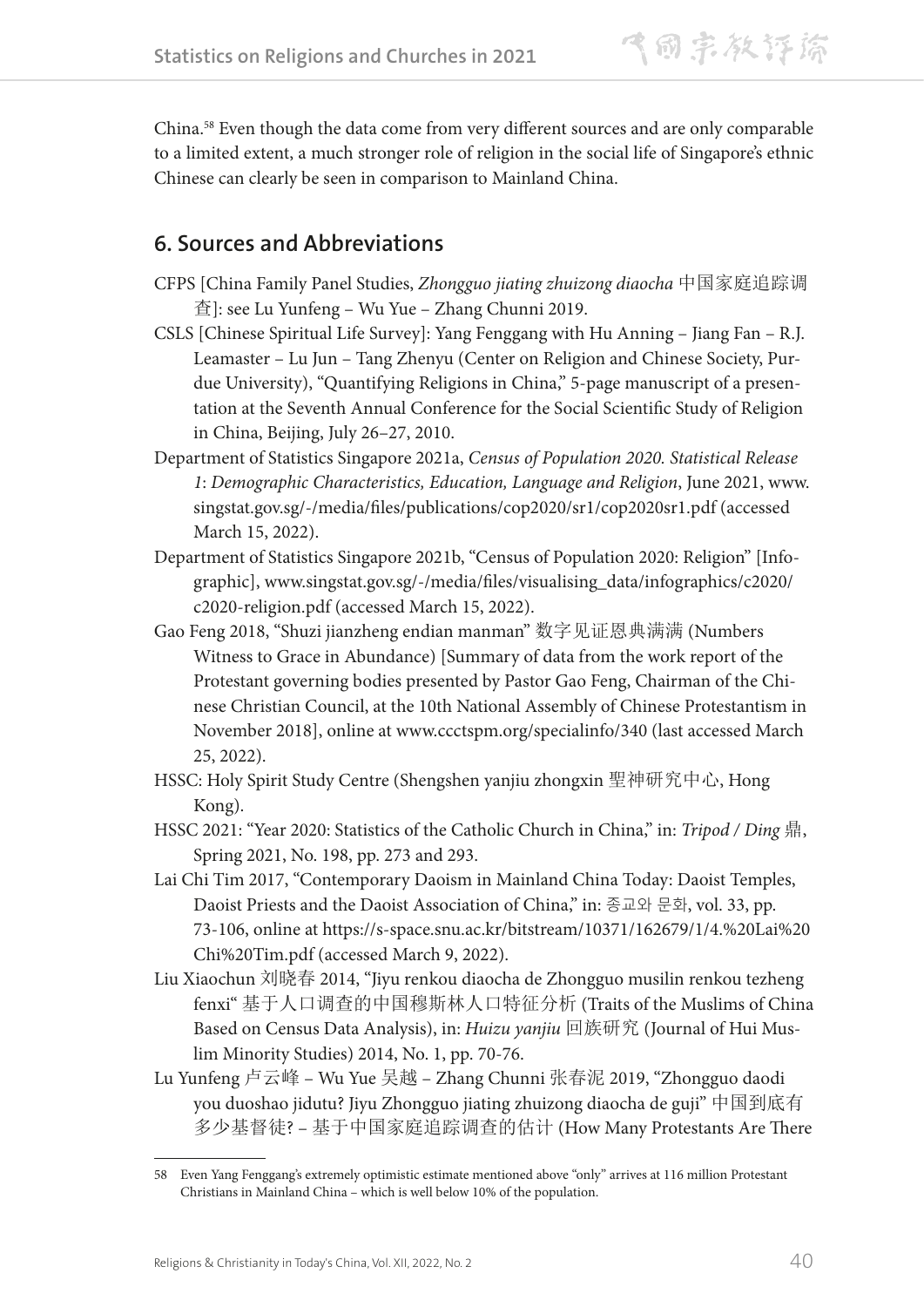China.[58] Even though the data come from very different sources and are only comparable to a limited extent, a much stronger role of religion in the social life of Singapore's ethnic Chinese can clearly be seen in comparison to Mainland China.

## 6. Sources and Abbreviations

CFPS [China Family Panel Studies, *Zhongguo jiating zhuizong diaocha* 中国家庭追踪调查]: see Lu Yunfeng – Wu Yue – Zhang Chunni 2019.

CSLS [Chinese Spiritual Life Survey]: Yang Fenggang with Hu Anning – Jiang Fan – R.J. Leamaster – Lu Jun – Tang Zhenyu (Center on Religion and Chinese Society, Purdue University), "Quantifying Religions in China," 5-page manuscript of a presentation at the Seventh Annual Conference for the Social Scientific Study of Religion in China, Beijing, July 26–27, 2010.

Department of Statistics Singapore 2021a, *Census of Population 2020. Statistical Release 1*: *Demographic Characteristics, Education, Language and Religion*, June 2021, www.singstat.gov.sg/-/media/files/publications/cop2020/sr1/cop2020sr1.pdf (accessed March 15, 2022).

Department of Statistics Singapore 2021b, "Census of Population 2020: Religion" [Infographic], www.singstat.gov.sg/-/media/files/visualising_data/infographics/c2020/c2020-religion.pdf (accessed March 15, 2022).

Gao Feng 2018, "Shuzi jianzheng endian manman" 数字见证恩典满满 (Numbers Witness to Grace in Abundance) [Summary of data from the work report of the Protestant governing bodies presented by Pastor Gao Feng, Chairman of the Chinese Christian Council, at the 10th National Assembly of Chinese Protestantism in November 2018], online at www.ccctspm.org/specialinfo/340 (last accessed March 25, 2022).

HSSC: Holy Spirit Study Centre (Shengshen yanjiu zhongxin 聖神研究中心, Hong Kong).

HSSC 2021: "Year 2020: Statistics of the Catholic Church in China," in: *Tripod / Ding* 鼎, Spring 2021, No. 198, pp. 273 and 293.

Lai Chi Tim 2017, "Contemporary Daoism in Mainland China Today: Daoist Temples, Daoist Priests and the Daoist Association of China," in: 종교와 문화, vol. 33, pp. 73-106, online at https://s-space.snu.ac.kr/bitstream/10371/162679/1/4.%20Lai%20Chi%20Tim.pdf (accessed March 9, 2022).

Liu Xiaochun 刘晓春 2014, "Jiyu renkou diaocha de Zhongguo musilin renkou tezheng fenxi" 基于人口调查的中国穆斯林人口特征分析 (Traits of the Muslims of China Based on Census Data Analysis), in: *Huizu yanjiu* 回族研究 (Journal of Hui Muslim Minority Studies) 2014, No. 1, pp. 70-76.

Lu Yunfeng 卢云峰 – Wu Yue 吴越 – Zhang Chunni 张春泥 2019, "Zhongguo daodi you duoshao jidutu? Jiyu Zhongguo jiating zhuizong diaocha de guji" 中国到底有多少基督徒? – 基于中国家庭追踪调查的估计 (How Many Protestants Are There

---

[58] Even Yang Fenggang's extremely optimistic estimate mentioned above "only" arrives at 116 million Protestant Christians in Mainland China – which is well below 10% of the population.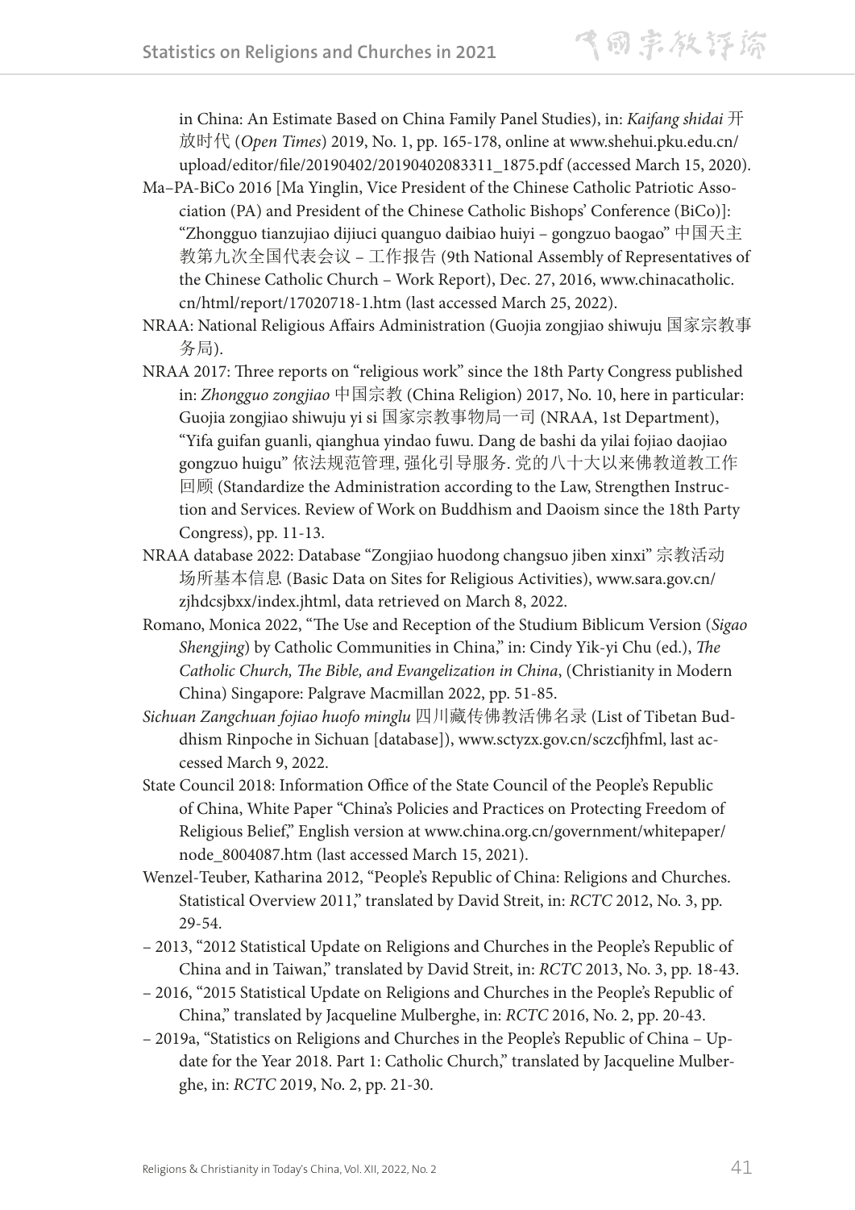in China: An Estimate Based on China Family Panel Studies), in: *Kaifang shidai* 开放时代 (*Open Times*) 2019, No. 1, pp. 165-178, online at www.shehui.pku.edu.cn/upload/editor/file/20190402/20190402083311_1875.pdf (accessed March 15, 2020).

Ma–PA-BiCo 2016 [Ma Yinglin, Vice President of the Chinese Catholic Patriotic Association (PA) and President of the Chinese Catholic Bishops' Conference (BiCo)]: "Zhongguo tianzujiao dijiuci quanguo daibiao huiyi – gongzuo baogao" 中国天主教第九次全国代表会议 – 工作报告 (9th National Assembly of Representatives of the Chinese Catholic Church – Work Report), Dec. 27, 2016, www.chinacatholic.cn/html/report/17020718-1.htm (last accessed March 25, 2022).

NRAA: National Religious Affairs Administration (Guojia zongjiao shiwuju 国家宗教事务局).

NRAA 2017: Three reports on "religious work" since the 18th Party Congress published in: *Zhongguo zongjiao* 中国宗教 (China Religion) 2017, No. 10, here in particular: Guojia zongjiao shiwuju yi si 国家宗教事物局一司 (NRAA, 1st Department), "Yifa guifan guanli, qianghua yindao fuwu. Dang de bashi da yilai fojiao daojiao gongzuo huigu" 依法规范管理, 强化引导服务. 党的八十大以来佛教道教工作回顾 (Standardize the Administration according to the Law, Strengthen Instruction and Services. Review of Work on Buddhism and Daoism since the 18th Party Congress), pp. 11-13.

NRAA database 2022: Database "Zongjiao huodong changsuo jiben xinxi" 宗教活动场所基本信息 (Basic Data on Sites for Religious Activities), www.sara.gov.cn/zjhdcsjbxx/index.jhtml, data retrieved on March 8, 2022.

Romano, Monica 2022, "The Use and Reception of the Studium Biblicum Version (*Sigao Shengjing*) by Catholic Communities in China," in: Cindy Yik-yi Chu (ed.), *The Catholic Church, The Bible, and Evangelization in China*, (Christianity in Modern China) Singapore: Palgrave Macmillan 2022, pp. 51-85.

*Sichuan Zangchuan fojiao huofo minglu* 四川藏传佛教活佛名录 (List of Tibetan Buddhism Rinpoche in Sichuan [database]), www.sctyzx.gov.cn/sczcfjhfml, last accessed March 9, 2022.

State Council 2018: Information Office of the State Council of the People's Republic of China, White Paper "China's Policies and Practices on Protecting Freedom of Religious Belief," English version at www.china.org.cn/government/whitepaper/node_8004087.htm (last accessed March 15, 2021).

Wenzel-Teuber, Katharina 2012, "People's Republic of China: Religions and Churches. Statistical Overview 2011," translated by David Streit, in: *RCTC* 2012, No. 3, pp. 29-54.

– 2013, "2012 Statistical Update on Religions and Churches in the People's Republic of China and in Taiwan," translated by David Streit, in: *RCTC* 2013, No. 3, pp. 18-43.

– 2016, "2015 Statistical Update on Religions and Churches in the People's Republic of China," translated by Jacqueline Mulberghe, in: *RCTC* 2016, No. 2, pp. 20-43.

– 2019a, "Statistics on Religions and Churches in the People's Republic of China – Update for the Year 2018. Part 1: Catholic Church," translated by Jacqueline Mulberghe, in: *RCTC* 2019, No. 2, pp. 21-30.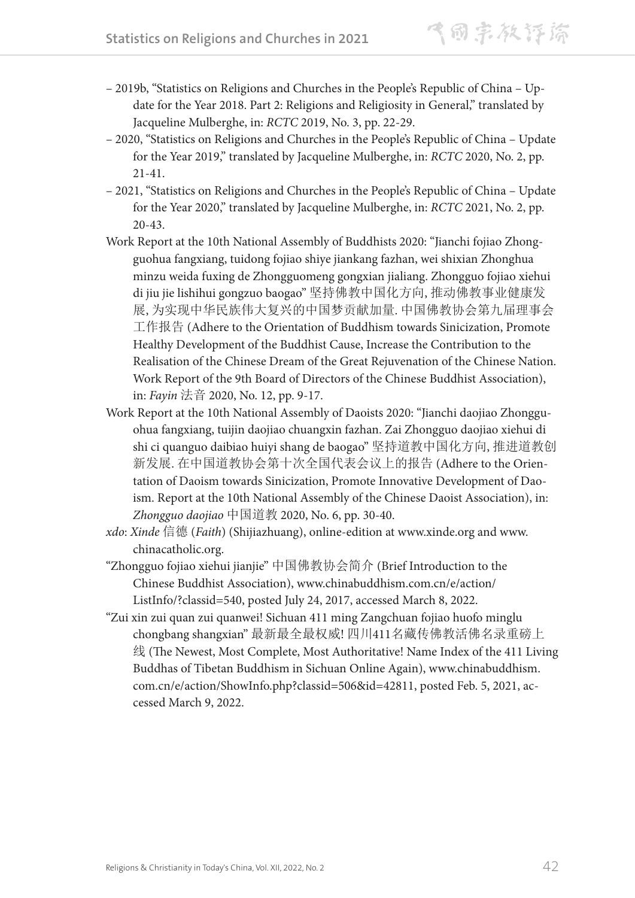– 2019b, "Statistics on Religions and Churches in the People's Republic of China – Update for the Year 2018. Part 2: Religions and Religiosity in General," translated by Jacqueline Mulberghe, in: *RCTC* 2019, No. 3, pp. 22-29.

– 2020, "Statistics on Religions and Churches in the People's Republic of China – Update for the Year 2019," translated by Jacqueline Mulberghe, in: *RCTC* 2020, No. 2, pp. 21-41.

– 2021, "Statistics on Religions and Churches in the People's Republic of China – Update for the Year 2020," translated by Jacqueline Mulberghe, in: *RCTC* 2021, No. 2, pp. 20-43.

Work Report at the 10th National Assembly of Buddhists 2020: "Jianchi fojiao Zhongguohua fangxiang, tuidong fojiao shiye jiankang fazhan, wei shixian Zhonghua minzu weida fuxing de Zhongguomeng gongxian jialiang. Zhongguo fojiao xiehui di jiu jie lishihui gongzuo baogao" 坚持佛教中国化方向, 推动佛教事业健康发展, 为实现中华民族伟大复兴的中国梦贡献加量. 中国佛教协会第九届理事会工作报告 (Adhere to the Orientation of Buddhism towards Sinicization, Promote Healthy Development of the Buddhist Cause, Increase the Contribution to the Realisation of the Chinese Dream of the Great Rejuvenation of the Chinese Nation. Work Report of the 9th Board of Directors of the Chinese Buddhist Association), in: *Fayin* 法音 2020, No. 12, pp. 9-17.

Work Report at the 10th National Assembly of Daoists 2020: "Jianchi daojiao Zhongguohua fangxiang, tuijin daojiao chuangxin fazhan. Zai Zhongguo daojiao xiehui di shi ci quanguo daibiao huiyi shang de baogao" 坚持道教中国化方向, 推进道教创新发展. 在中国道教协会第十次全国代表会议上的报告 (Adhere to the Orientation of Daoism towards Sinicization, Promote Innovative Development of Daoism. Report at the 10th National Assembly of the Chinese Daoist Association), in: *Zhongguo daojiao* 中国道教 2020, No. 6, pp. 30-40.

*xdo*: *Xinde* 信德 (*Faith*) (Shijiazhuang), online-edition at www.xinde.org and www.chinacatholic.org.

"Zhongguo fojiao xiehui jianjie" 中国佛教协会简介 (Brief Introduction to the Chinese Buddhist Association), www.chinabuddhism.com.cn/e/action/ListInfo/?classid=540, posted July 24, 2017, accessed March 8, 2022.

"Zui xin zui quan zui quanwei! Sichuan 411 ming Zangchuan fojiao huofo minglu chongbang shangxian" 最新最全最权威! 四川411名藏传佛教活佛名录重磅上线 (The Newest, Most Complete, Most Authoritative! Name Index of the 411 Living Buddhas of Tibetan Buddhism in Sichuan Online Again), www.chinabuddhism.com.cn/e/action/ShowInfo.php?classid=506&id=42811, posted Feb. 5, 2021, accessed March 9, 2022.